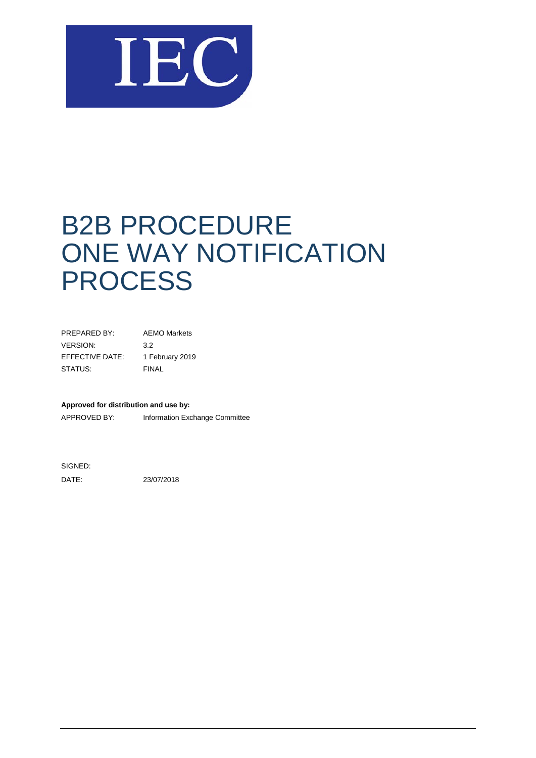IEC

# B2B PROCEDURE ONE WAY NOTIFICATION PROCESS

| | |
|---|---|
| PREPARED BY: | AEMO Markets |
| VERSION: | 3.2 |
| EFFECTIVE DATE: | 1 February 2019 |
| STATUS: | FINAL |

**Approved for distribution and use by:**

APPROVED BY: Information Exchange Committee

SIGNED:

DATE: 23/07/2018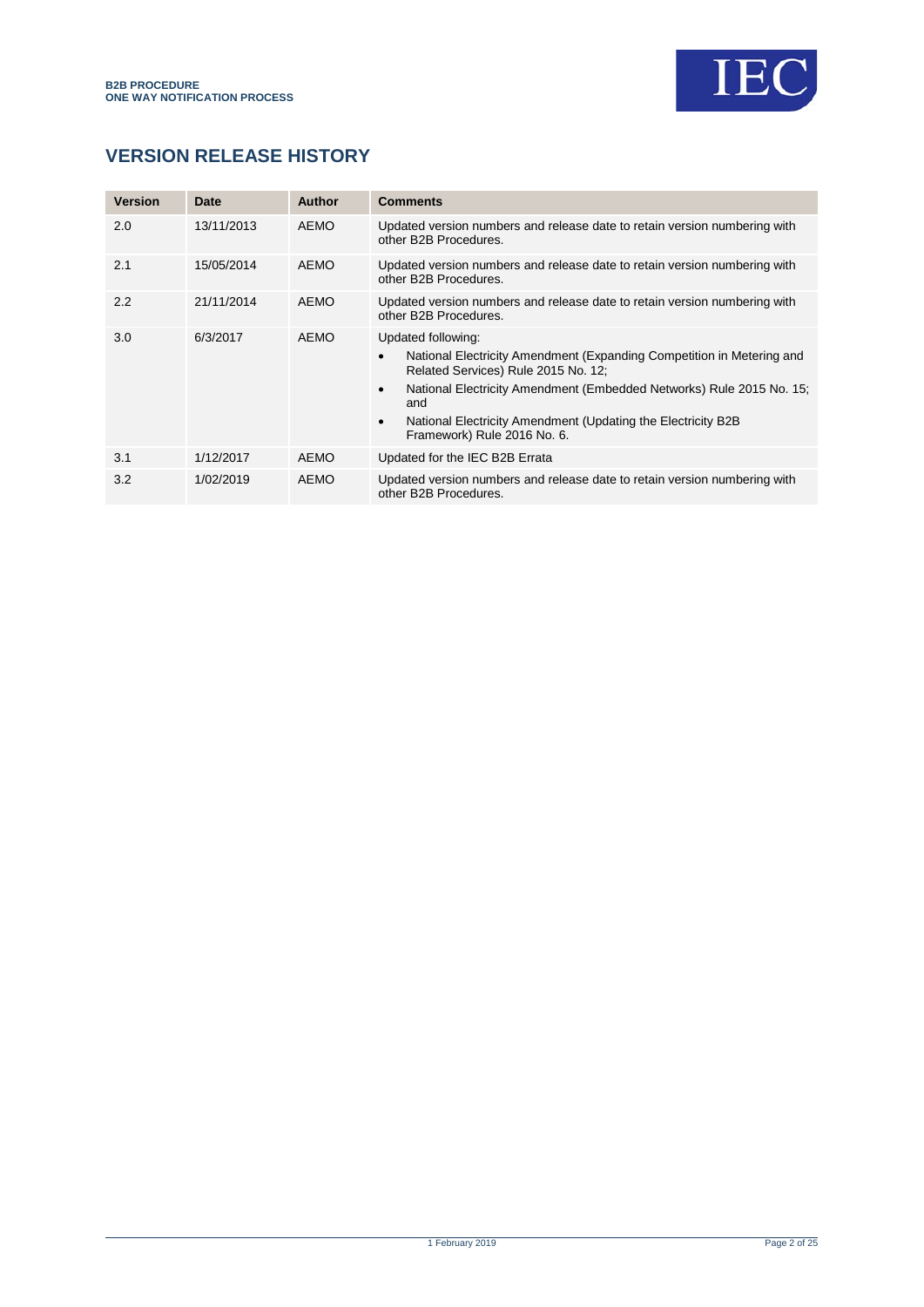## VERSION RELEASE HISTORY

| Version | Date | Author | Comments |
|---|---|---|---|
| 2.0 | 13/11/2013 | AEMO | Updated version numbers and release date to retain version numbering with other B2B Procedures. |
| 2.1 | 15/05/2014 | AEMO | Updated version numbers and release date to retain version numbering with other B2B Procedures. |
| 2.2 | 21/11/2014 | AEMO | Updated version numbers and release date to retain version numbering with other B2B Procedures. |
| 3.0 | 6/3/2017 | AEMO | Updated following:<br>• National Electricity Amendment (Expanding Competition in Metering and Related Services) Rule 2015 No. 12;<br>• National Electricity Amendment (Embedded Networks) Rule 2015 No. 15; and<br>• National Electricity Amendment (Updating the Electricity B2B Framework) Rule 2016 No. 6. |
| 3.1 | 1/12/2017 | AEMO | Updated for the IEC B2B Errata |
| 3.2 | 1/02/2019 | AEMO | Updated version numbers and release date to retain version numbering with other B2B Procedures. |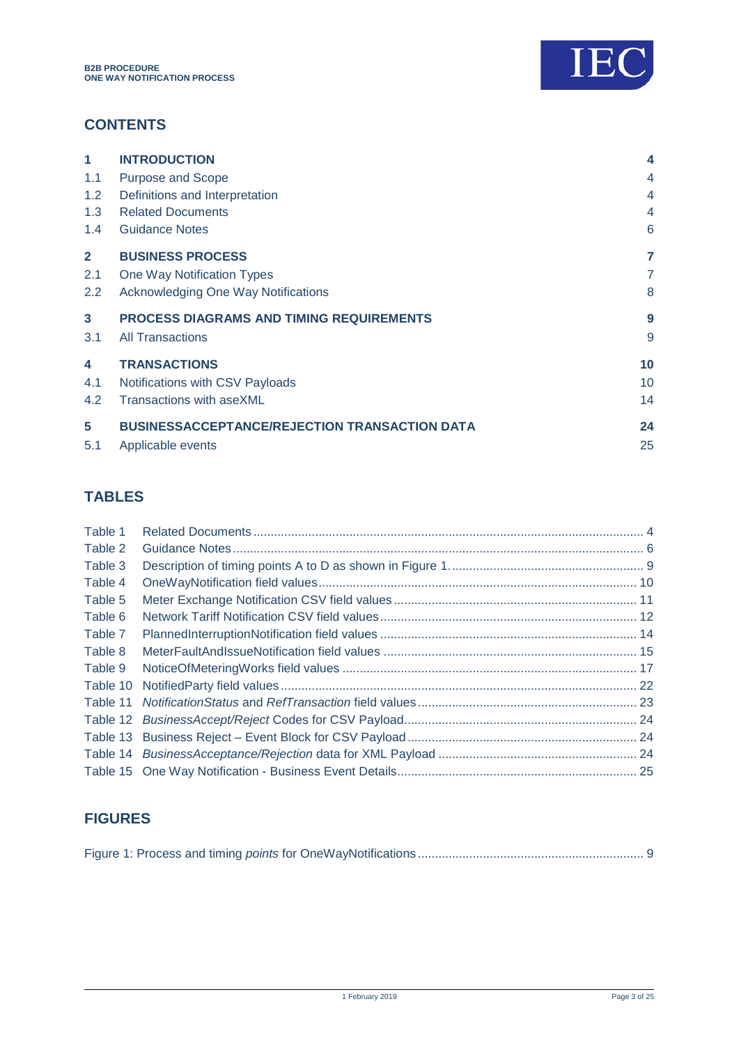## CONTENTS

| | | |
|---|---|---|
| **1** | **INTRODUCTION** | **4** |
| 1.1 | Purpose and Scope | 4 |
| 1.2 | Definitions and Interpretation | 4 |
| 1.3 | Related Documents | 4 |
| 1.4 | Guidance Notes | 6 |
| **2** | **BUSINESS PROCESS** | **7** |
| 2.1 | One Way Notification Types | 7 |
| 2.2 | Acknowledging One Way Notifications | 8 |
| **3** | **PROCESS DIAGRAMS AND TIMING REQUIREMENTS** | **9** |
| 3.1 | All Transactions | 9 |
| **4** | **TRANSACTIONS** | **10** |
| 4.1 | Notifications with CSV Payloads | 10 |
| 4.2 | Transactions with aseXML | 14 |
| **5** | **BUSINESSACCEPTANCE/REJECTION TRANSACTION DATA** | **24** |
| 5.1 | Applicable events | 25 |

## TABLES

| | | |
|---|---|---|
| Table 1 | Related Documents | 4 |
| Table 2 | Guidance Notes | 6 |
| Table 3 | Description of timing points A to D as shown in Figure 1. | 9 |
| Table 4 | OneWayNotification field values | 10 |
| Table 5 | Meter Exchange Notification CSV field values | 11 |
| Table 6 | Network Tariff Notification CSV field values | 12 |
| Table 7 | PlannedInterruptionNotification field values | 14 |
| Table 8 | MeterFaultAndIssueNotification field values | 15 |
| Table 9 | NoticeOfMeteringWorks field values | 17 |
| Table 10 | NotifiedParty field values | 22 |
| Table 11 | *NotificationStatus* and *RefTransaction* field values | 23 |
| Table 12 | *BusinessAccept/Reject* Codes for CSV Payload | 24 |
| Table 13 | Business Reject – Event Block for CSV Payload | 24 |
| Table 14 | *BusinessAcceptance/Rejection* data for XML Payload | 24 |
| Table 15 | One Way Notification - Business Event Details | 25 |

## FIGURES

| | |
|---|---|
| Figure 1: Process and timing *points* for OneWayNotifications | 9 |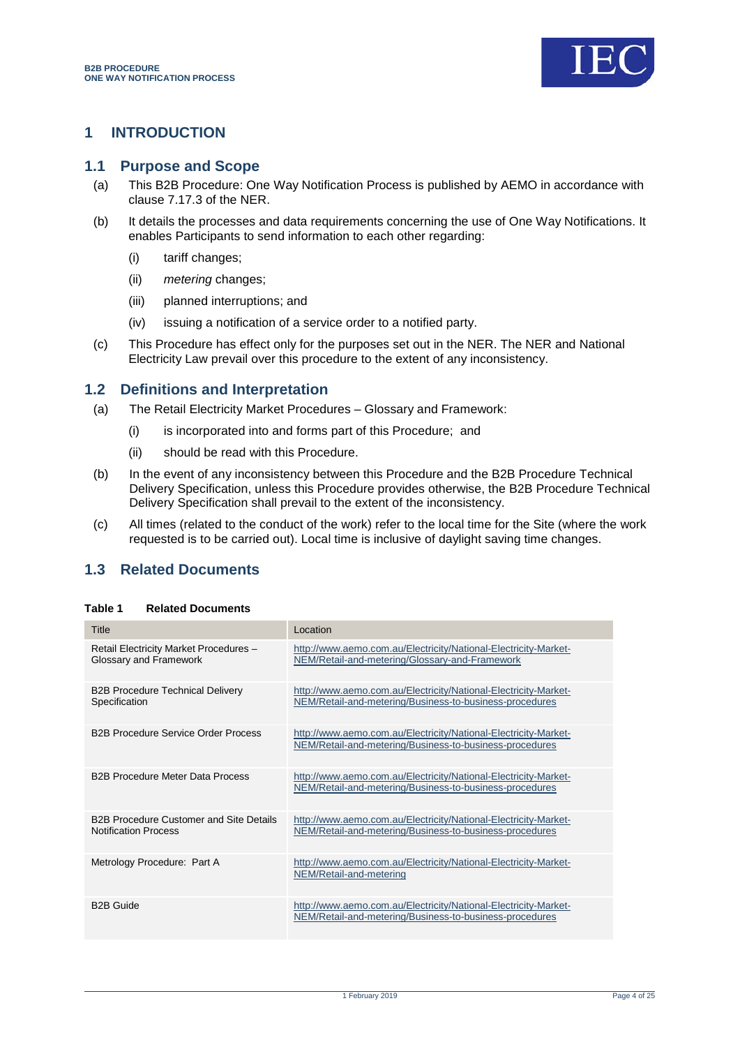# 1 INTRODUCTION

## 1.1 Purpose and Scope

(a) This B2B Procedure: One Way Notification Process is published by AEMO in accordance with clause 7.17.3 of the NER.

(b) It details the processes and data requirements concerning the use of One Way Notifications. It enables Participants to send information to each other regarding:

(i) tariff changes;

(ii) *metering* changes;

(iii) planned interruptions; and

(iv) issuing a notification of a service order to a notified party.

(c) This Procedure has effect only for the purposes set out in the NER. The NER and National Electricity Law prevail over this procedure to the extent of any inconsistency.

## 1.2 Definitions and Interpretation

(a) The Retail Electricity Market Procedures – Glossary and Framework:

(i) is incorporated into and forms part of this Procedure; and

(ii) should be read with this Procedure.

(b) In the event of any inconsistency between this Procedure and the B2B Procedure Technical Delivery Specification, unless this Procedure provides otherwise, the B2B Procedure Technical Delivery Specification shall prevail to the extent of the inconsistency.

(c) All times (related to the conduct of the work) refer to the local time for the Site (where the work requested is to be carried out). Local time is inclusive of daylight saving time changes.

## 1.3 Related Documents

**Table 1 Related Documents**

| Title | Location |
|---|---|
| Retail Electricity Market Procedures – Glossary and Framework | http://www.aemo.com.au/Electricity/National-Electricity-Market-NEM/Retail-and-metering/Glossary-and-Framework |
| B2B Procedure Technical Delivery Specification | http://www.aemo.com.au/Electricity/National-Electricity-Market-NEM/Retail-and-metering/Business-to-business-procedures |
| B2B Procedure Service Order Process | http://www.aemo.com.au/Electricity/National-Electricity-Market-NEM/Retail-and-metering/Business-to-business-procedures |
| B2B Procedure Meter Data Process | http://www.aemo.com.au/Electricity/National-Electricity-Market-NEM/Retail-and-metering/Business-to-business-procedures |
| B2B Procedure Customer and Site Details Notification Process | http://www.aemo.com.au/Electricity/National-Electricity-Market-NEM/Retail-and-metering/Business-to-business-procedures |
| Metrology Procedure: Part A | http://www.aemo.com.au/Electricity/National-Electricity-Market-NEM/Retail-and-metering |
| B2B Guide | http://www.aemo.com.au/Electricity/National-Electricity-Market-NEM/Retail-and-metering/Business-to-business-procedures |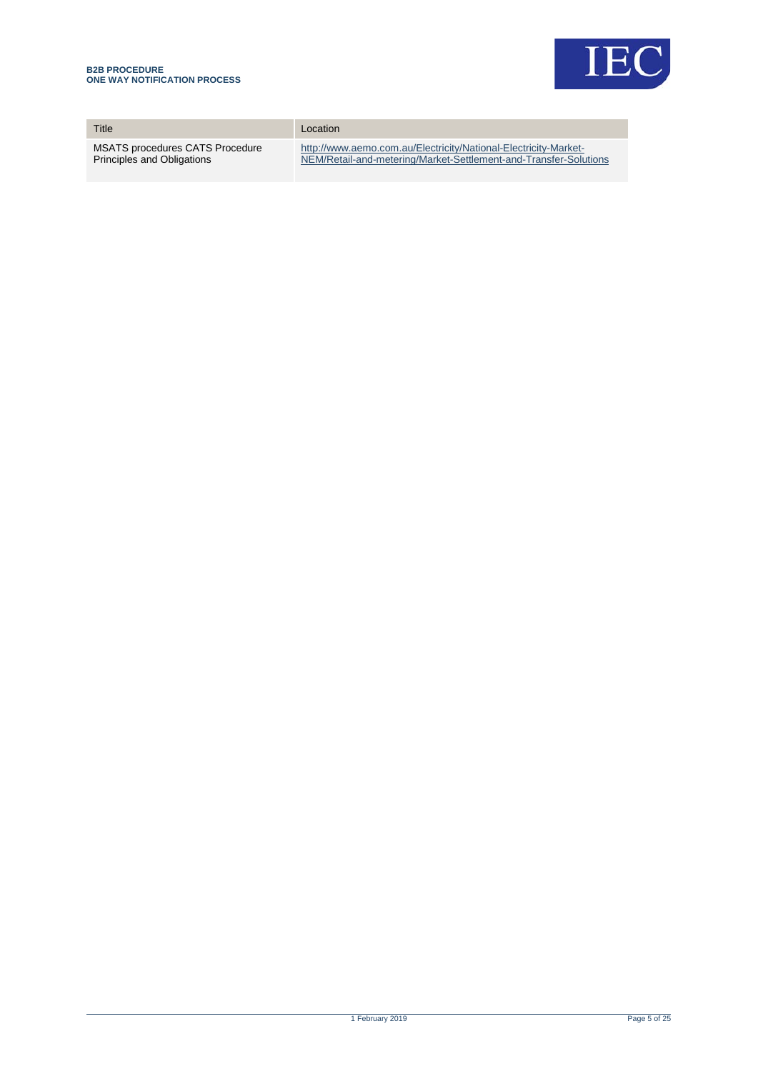| Title | Location |
| --- | --- |
| MSATS procedures CATS Procedure Principles and Obligations | http://www.aemo.com.au/Electricity/National-Electricity-Market-NEM/Retail-and-metering/Market-Settlement-and-Transfer-Solutions |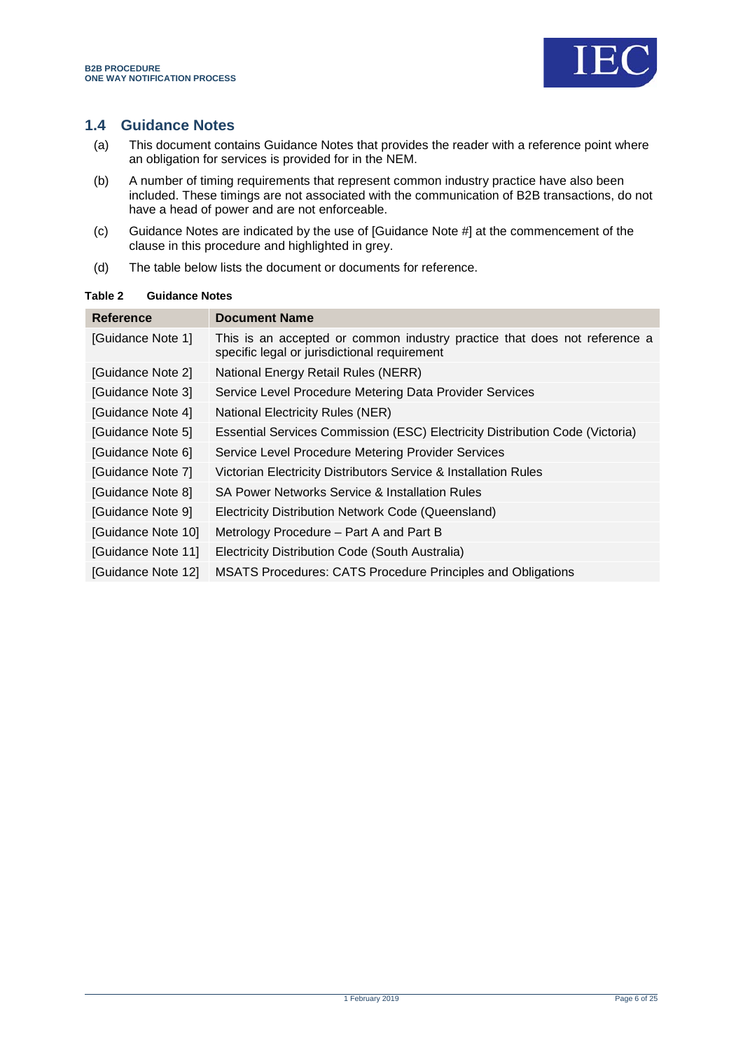## 1.4 Guidance Notes

(a) This document contains Guidance Notes that provides the reader with a reference point where an obligation for services is provided for in the NEM.

(b) A number of timing requirements that represent common industry practice have also been included. These timings are not associated with the communication of B2B transactions, do not have a head of power and are not enforceable.

(c) Guidance Notes are indicated by the use of [Guidance Note #] at the commencement of the clause in this procedure and highlighted in grey.

(d) The table below lists the document or documents for reference.

**Table 2 Guidance Notes**

| Reference | Document Name |
| --- | --- |
| [Guidance Note 1] | This is an accepted or common industry practice that does not reference a specific legal or jurisdictional requirement |
| [Guidance Note 2] | National Energy Retail Rules (NERR) |
| [Guidance Note 3] | Service Level Procedure Metering Data Provider Services |
| [Guidance Note 4] | National Electricity Rules (NER) |
| [Guidance Note 5] | Essential Services Commission (ESC) Electricity Distribution Code (Victoria) |
| [Guidance Note 6] | Service Level Procedure Metering Provider Services |
| [Guidance Note 7] | Victorian Electricity Distributors Service & Installation Rules |
| [Guidance Note 8] | SA Power Networks Service & Installation Rules |
| [Guidance Note 9] | Electricity Distribution Network Code (Queensland) |
| [Guidance Note 10] | Metrology Procedure – Part A and Part B |
| [Guidance Note 11] | Electricity Distribution Code (South Australia) |
| [Guidance Note 12] | MSATS Procedures: CATS Procedure Principles and Obligations |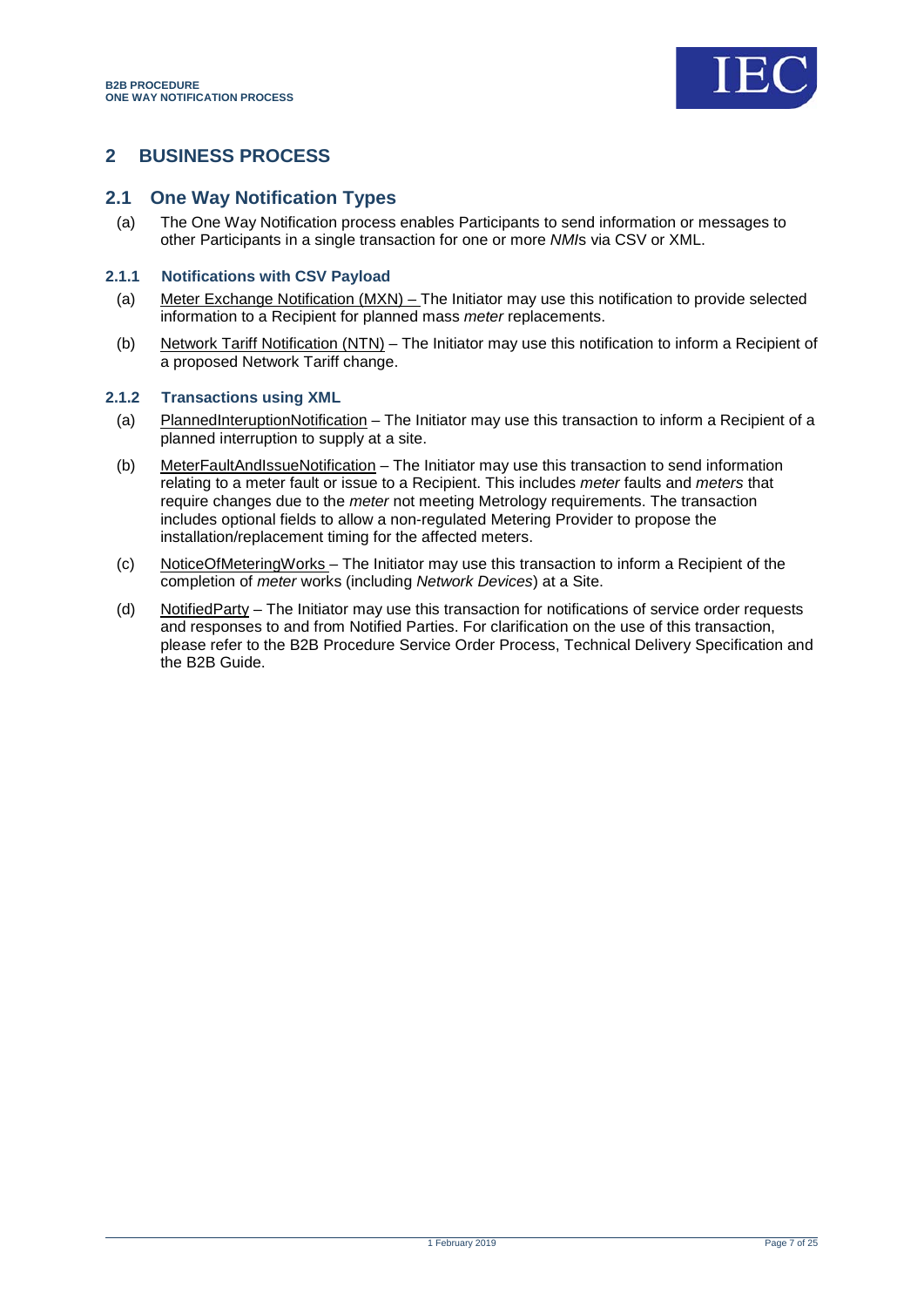## 2 BUSINESS PROCESS

### 2.1 One Way Notification Types

(a) The One Way Notification process enables Participants to send information or messages to other Participants in a single transaction for one or more *NMI*s via CSV or XML.

#### 2.1.1 Notifications with CSV Payload

(a) Meter Exchange Notification (MXN) – The Initiator may use this notification to provide selected information to a Recipient for planned mass *meter* replacements.

(b) Network Tariff Notification (NTN) – The Initiator may use this notification to inform a Recipient of a proposed Network Tariff change.

#### 2.1.2 Transactions using XML

(a) PlannedInteruptionNotification – The Initiator may use this transaction to inform a Recipient of a planned interruption to supply at a site.

(b) MeterFaultAndIssueNotification – The Initiator may use this transaction to send information relating to a meter fault or issue to a Recipient. This includes *meter* faults and *meters* that require changes due to the *meter* not meeting Metrology requirements. The transaction includes optional fields to allow a non-regulated Metering Provider to propose the installation/replacement timing for the affected meters.

(c) NoticeOfMeteringWorks – The Initiator may use this transaction to inform a Recipient of the completion of *meter* works (including *Network Devices*) at a Site.

(d) NotifiedParty – The Initiator may use this transaction for notifications of service order requests and responses to and from Notified Parties. For clarification on the use of this transaction, please refer to the B2B Procedure Service Order Process, Technical Delivery Specification and the B2B Guide.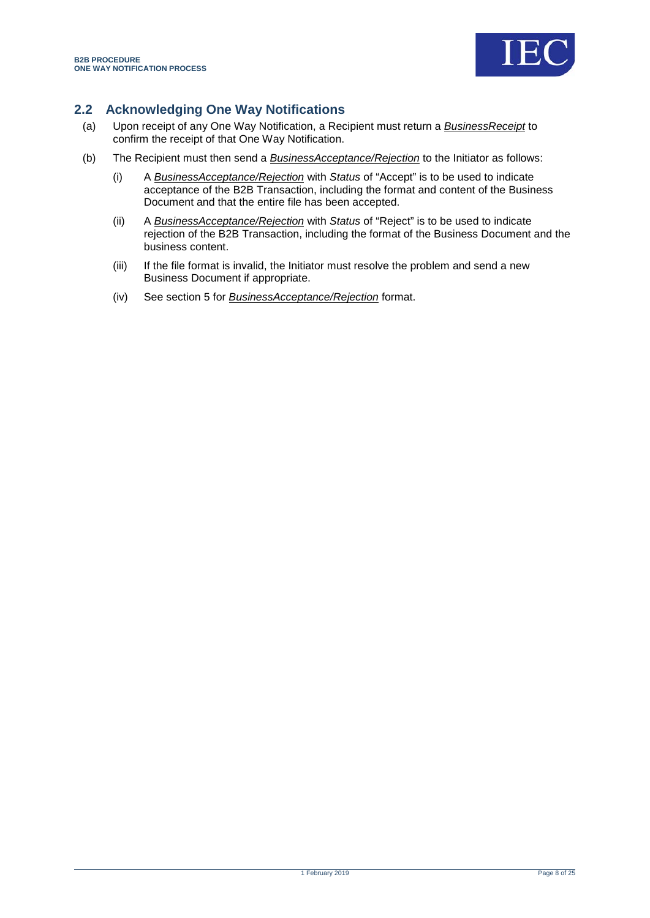## 2.2 Acknowledging One Way Notifications

(a) Upon receipt of any One Way Notification, a Recipient must return a *BusinessReceipt* to confirm the receipt of that One Way Notification.

(b) The Recipient must then send a *BusinessAcceptance/Rejection* to the Initiator as follows:

   (i) A *BusinessAcceptance/Rejection* with *Status* of "Accept" is to be used to indicate acceptance of the B2B Transaction, including the format and content of the Business Document and that the entire file has been accepted.

   (ii) A *BusinessAcceptance/Rejection* with *Status* of "Reject" is to be used to indicate rejection of the B2B Transaction, including the format of the Business Document and the business content.

   (iii) If the file format is invalid, the Initiator must resolve the problem and send a new Business Document if appropriate.

   (iv) See section 5 for *BusinessAcceptance/Rejection* format.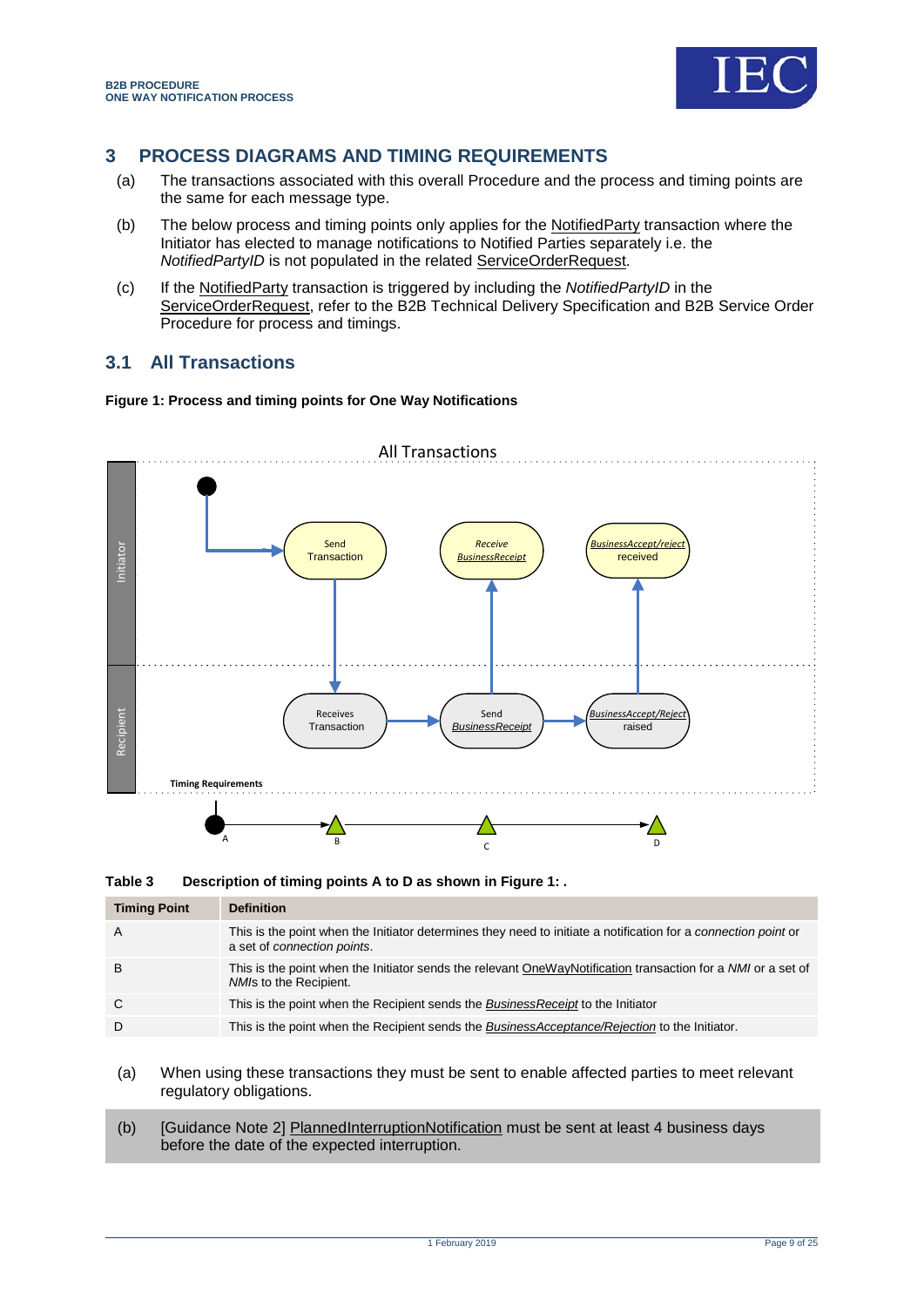# 3 PROCESS DIAGRAMS AND TIMING REQUIREMENTS

(a) The transactions associated with this overall Procedure and the process and timing points are the same for each message type.

(b) The below process and timing points only applies for the NotifiedParty transaction where the Initiator has elected to manage notifications to Notified Parties separately i.e. the *NotifiedPartyID* is not populated in the related ServiceOrderRequest.

(c) If the NotifiedParty transaction is triggered by including the *NotifiedPartyID* in the ServiceOrderRequest, refer to the B2B Technical Delivery Specification and B2B Service Order Procedure for process and timings.

## 3.1 All Transactions

**Figure 1: Process and timing points for One Way Notifications**

**Table 3 Description of timing points A to D as shown in Figure 1: .**

| Timing Point | Definition |
|---|---|
| A | This is the point when the Initiator determines they need to initiate a notification for a *connection point* or a set of *connection points*. |
| B | This is the point when the Initiator sends the relevant OneWayNotification transaction for a *NMI* or a set of *NMIs* to the Recipient. |
| C | This is the point when the Recipient sends the *BusinessReceipt* to the Initiator |
| D | This is the point when the Recipient sends the *BusinessAcceptance/Rejection* to the Initiator. |

(a) When using these transactions they must be sent to enable affected parties to meet relevant regulatory obligations.

(b) [Guidance Note 2] PlannedInterruptionNotification must be sent at least 4 business days before the date of the expected interruption.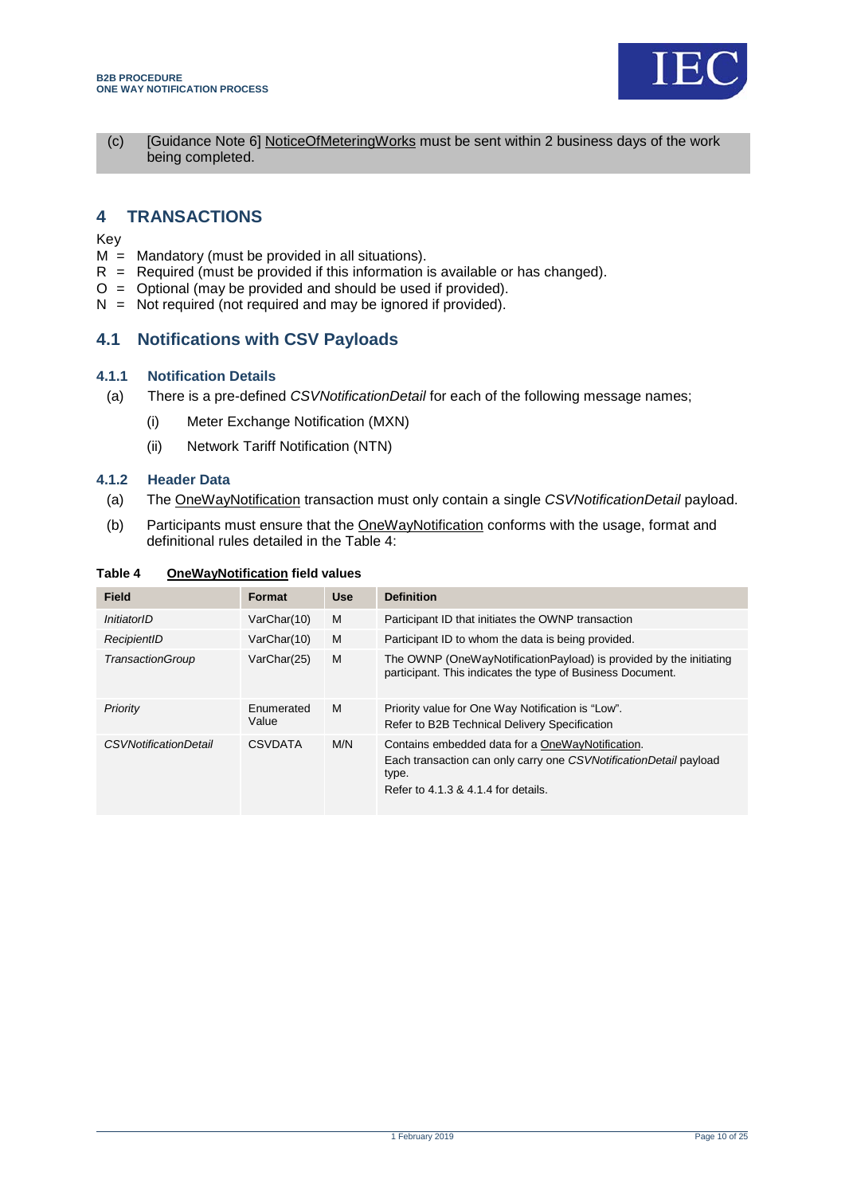(c) [Guidance Note 6] NoticeOfMeteringWorks must be sent within 2 business days of the work being completed.

# 4 TRANSACTIONS

Key

M = Mandatory (must be provided in all situations).
R = Required (must be provided if this information is available or has changed).
O = Optional (may be provided and should be used if provided).
N = Not required (not required and may be ignored if provided).

## 4.1 Notifications with CSV Payloads

### 4.1.1 Notification Details

(a) There is a pre-defined *CSVNotificationDetail* for each of the following message names;

(i) Meter Exchange Notification (MXN)

(ii) Network Tariff Notification (NTN)

### 4.1.2 Header Data

(a) The OneWayNotification transaction must only contain a single *CSVNotificationDetail* payload.

(b) Participants must ensure that the OneWayNotification conforms with the usage, format and definitional rules detailed in the Table 4:

**Table 4 OneWayNotification field values**

| Field | Format | Use | Definition |
|---|---|---|---|
| *InitiatorID* | VarChar(10) | M | Participant ID that initiates the OWNP transaction |
| *RecipientID* | VarChar(10) | M | Participant ID to whom the data is being provided. |
| *TransactionGroup* | VarChar(25) | M | The OWNP (OneWayNotificationPayload) is provided by the initiating participant. This indicates the type of Business Document. |
| *Priority* | Enumerated Value | M | Priority value for One Way Notification is "Low". Refer to B2B Technical Delivery Specification |
| *CSVNotificationDetail* | CSVDATA | M/N | Contains embedded data for a OneWayNotification. Each transaction can only carry one *CSVNotificationDetail* payload type. Refer to 4.1.3 & 4.1.4 for details. |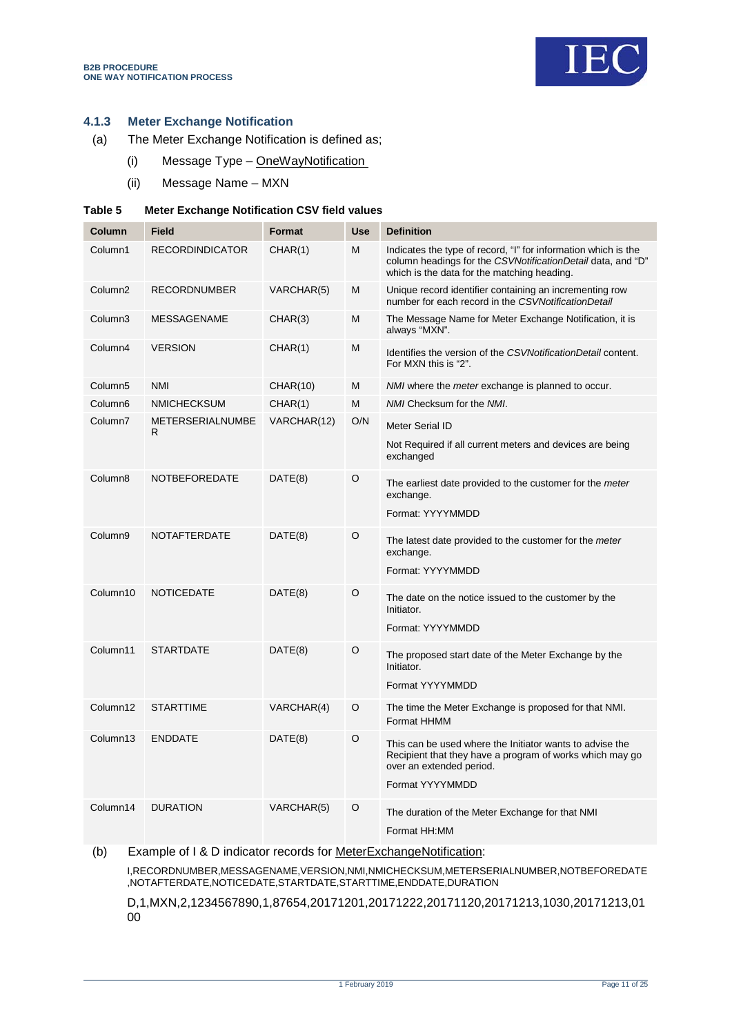### 4.1.3 Meter Exchange Notification

(a) The Meter Exchange Notification is defined as;

(i) Message Type – OneWayNotification

(ii) Message Name – MXN

**Table 5 Meter Exchange Notification CSV field values**

| Column | Field | Format | Use | Definition |
|---|---|---|---|---|
| Column1 | RECORDINDICATOR | CHAR(1) | M | Indicates the type of record, "I" for information which is the column headings for the *CSVNotificationDetail* data, and "D" which is the data for the matching heading. |
| Column2 | RECORDNUMBER | VARCHAR(5) | M | Unique record identifier containing an incrementing row number for each record in the *CSVNotificationDetail* |
| Column3 | MESSAGENAME | CHAR(3) | M | The Message Name for Meter Exchange Notification, it is always "MXN". |
| Column4 | VERSION | CHAR(1) | M | Identifies the version of the *CSVNotificationDetail* content. For MXN this is "2". |
| Column5 | NMI | CHAR(10) | M | *NMI* where the *meter* exchange is planned to occur. |
| Column6 | NMICHECKSUM | CHAR(1) | M | *NMI* Checksum for the *NMI*. |
| Column7 | METERSERIALNUMBER | VARCHAR(12) | O/N | Meter Serial ID<br><br>Not Required if all current meters and devices are being exchanged |
| Column8 | NOTBEFOREDATE | DATE(8) | O | The earliest date provided to the customer for the *meter* exchange.<br><br>Format: YYYYMMDD |
| Column9 | NOTAFTERDATE | DATE(8) | O | The latest date provided to the customer for the *meter* exchange.<br><br>Format: YYYYMMDD |
| Column10 | NOTICEDATE | DATE(8) | O | The date on the notice issued to the customer by the Initiator.<br><br>Format: YYYYMMDD |
| Column11 | STARTDATE | DATE(8) | O | The proposed start date of the Meter Exchange by the Initiator.<br><br>Format YYYYMMDD |
| Column12 | STARTTIME | VARCHAR(4) | O | The time the Meter Exchange is proposed for that NMI. Format HHMM |
| Column13 | ENDDATE | DATE(8) | O | This can be used where the Initiator wants to advise the Recipient that they have a program of works which may go over an extended period.<br><br>Format YYYYMMDD |
| Column14 | DURATION | VARCHAR(5) | O | The duration of the Meter Exchange for that NMI<br><br>Format HH:MM |

(b) Example of I & D indicator records for MeterExchangeNotification:

I,RECORDNUMBER,MESSAGENAME,VERSION,NMI,NMICHECKSUM,METERSERIALNUMBER,NOTBEFOREDATE,NOTAFTERDATE,NOTICEDATE,STARTDATE,STARTTIME,ENDDATE,DURATION

D,1,MXN,2,1234567890,1,87654,20171201,20171222,20171120,20171213,1030,20171213,0100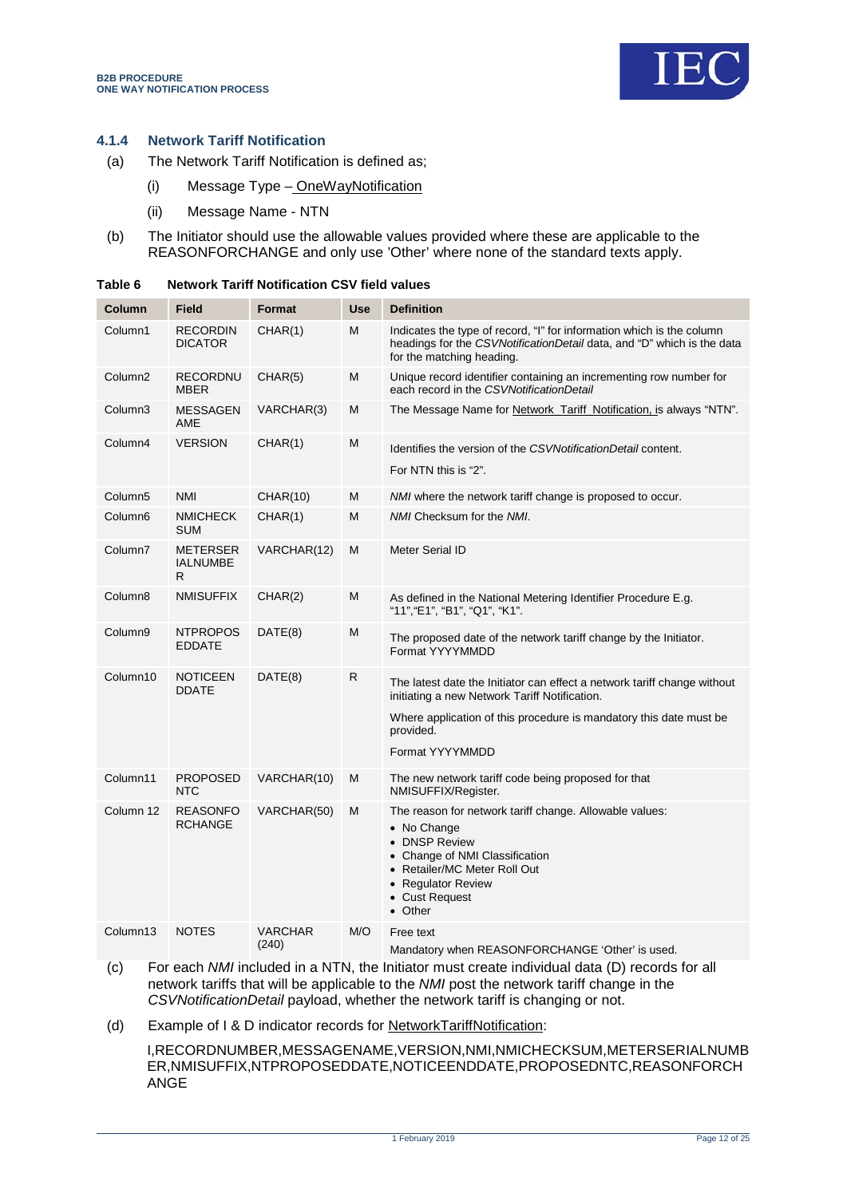### 4.1.4 Network Tariff Notification

(a) The Network Tariff Notification is defined as;

  (i) Message Type – OneWayNotification

  (ii) Message Name - NTN

(b) The Initiator should use the allowable values provided where these are applicable to the REASONFORCHANGE and only use 'Other' where none of the standard texts apply.

**Table 6 Network Tariff Notification CSV field values**

| Column | Field | Format | Use | Definition |
|---|---|---|---|---|
| Column1 | RECORDINDICATOR | CHAR(1) | M | Indicates the type of record, "I" for information which is the column headings for the *CSVNotificationDetail* data, and "D" which is the data for the matching heading. |
| Column2 | RECORDNUMBER | CHAR(5) | M | Unique record identifier containing an incrementing row number for each record in the *CSVNotificationDetail* |
| Column3 | MESSAGENAME | VARCHAR(3) | M | The Message Name for Network Tariff Notification, is always "NTN". |
| Column4 | VERSION | CHAR(1) | M | Identifies the version of the *CSVNotificationDetail* content.<br>For NTN this is "2". |
| Column5 | NMI | CHAR(10) | M | *NMI* where the network tariff change is proposed to occur. |
| Column6 | NMICHECKSUM | CHAR(1) | M | *NMI* Checksum for the *NMI*. |
| Column7 | METERSERIALNUMBER | VARCHAR(12) | M | Meter Serial ID |
| Column8 | NMISUFFIX | CHAR(2) | M | As defined in the National Metering Identifier Procedure E.g. "11","E1", "B1", "Q1", "K1". |
| Column9 | NTPROPOSEDDATE | DATE(8) | M | The proposed date of the network tariff change by the Initiator. Format YYYYMMDD |
| Column10 | NOTICEENDDATE | DATE(8) | R | The latest date the Initiator can effect a network tariff change without initiating a new Network Tariff Notification.<br>Where application of this procedure is mandatory this date must be provided.<br>Format YYYYMMDD |
| Column11 | PROPOSEDNTC | VARCHAR(10) | M | The new network tariff code being proposed for that NMISUFFIX/Register. |
| Column 12 | REASONFORCHANGE | VARCHAR(50) | M | The reason for network tariff change. Allowable values:<br>• No Change<br>• DNSP Review<br>• Change of NMI Classification<br>• Retailer/MC Meter Roll Out<br>• Regulator Review<br>• Cust Request<br>• Other |
| Column13 | NOTES | VARCHAR (240) | M/O | Free text<br>Mandatory when REASONFORCHANGE 'Other' is used. |

(c) For each *NMI* included in a NTN, the Initiator must create individual data (D) records for all network tariffs that will be applicable to the *NMI* post the network tariff change in the *CSVNotificationDetail* payload, whether the network tariff is changing or not.

(d) Example of I & D indicator records for NetworkTariffNotification:

I,RECORDNUMBER,MESSAGENAME,VERSION,NMI,NMICHECKSUM,METERSERIALNUMBER,NMISUFFIX,NTPROPOSEDDATE,NOTICEENDDATE,PROPOSEDNTC,REASONFORCHANGE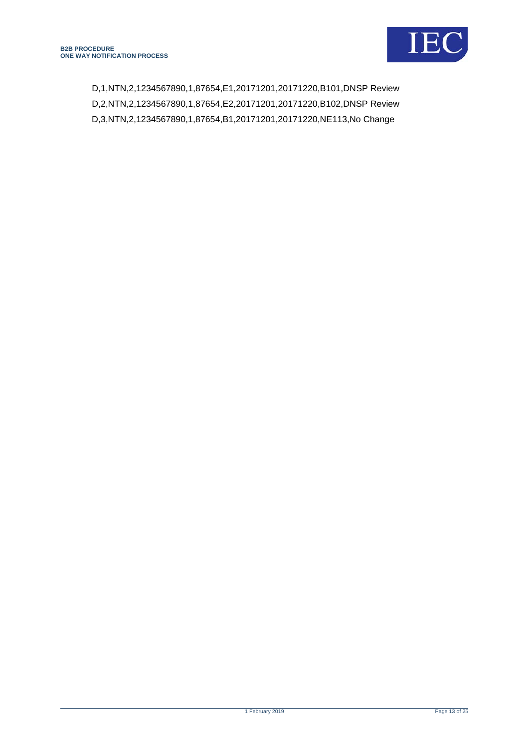D,1,NTN,2,1234567890,1,87654,E1,20171201,20171220,B101,DNSP Review
D,2,NTN,2,1234567890,1,87654,E2,20171201,20171220,B102,DNSP Review
D,3,NTN,2,1234567890,1,87654,B1,20171201,20171220,NE113,No Change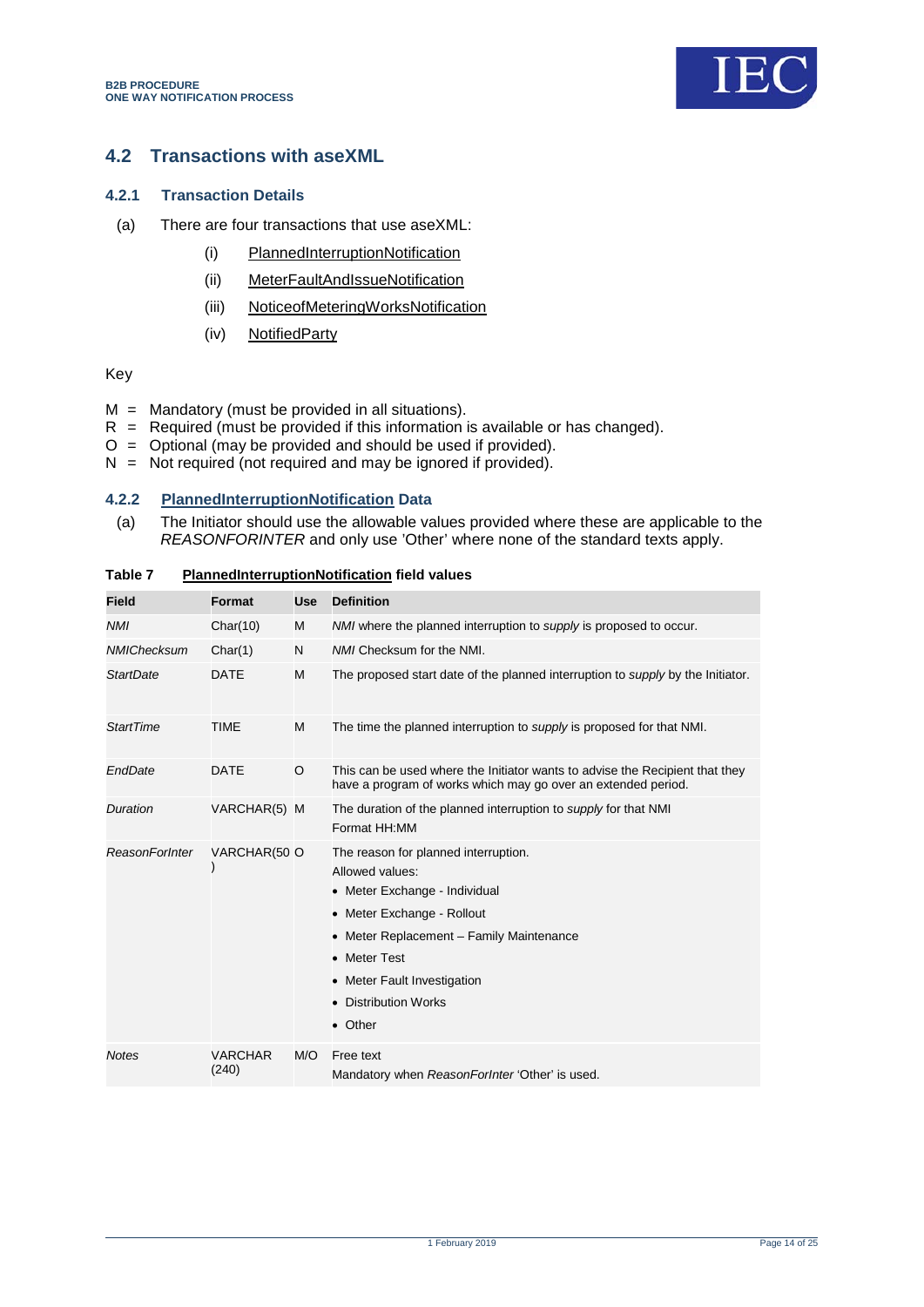## 4.2 Transactions with aseXML

### 4.2.1 Transaction Details

(a) There are four transactions that use aseXML:

(i) PlannedInterruptionNotification

(ii) MeterFaultAndIssueNotification

(iii) NoticeofMeteringWorksNotification

(iv) NotifiedParty

Key

M = Mandatory (must be provided in all situations).
R = Required (must be provided if this information is available or has changed).
O = Optional (may be provided and should be used if provided).
N = Not required (not required and may be ignored if provided).

### 4.2.2 PlannedInterruptionNotification Data

(a) The Initiator should use the allowable values provided where these are applicable to the *REASONFORINTER* and only use 'Other' where none of the standard texts apply.

**Table 7 PlannedInterruptionNotification field values**

| Field | Format | Use | Definition |
|---|---|---|---|
| *NMI* | Char(10) | M | *NMI* where the planned interruption to *supply* is proposed to occur. |
| *NMIChecksum* | Char(1) | N | *NMI* Checksum for the NMI. |
| *StartDate* | DATE | M | The proposed start date of the planned interruption to *supply* by the Initiator. |
| *StartTime* | TIME | M | The time the planned interruption to *supply* is proposed for that NMI. |
| *EndDate* | DATE | O | This can be used where the Initiator wants to advise the Recipient that they have a program of works which may go over an extended period. |
| *Duration* | VARCHAR(5) | M | The duration of the planned interruption to *supply* for that NMI<br>Format HH:MM |
| *ReasonForInter* | VARCHAR(50) | O | The reason for planned interruption.<br>Allowed values:<br>• Meter Exchange - Individual<br>• Meter Exchange - Rollout<br>• Meter Replacement – Family Maintenance<br>• Meter Test<br>• Meter Fault Investigation<br>• Distribution Works<br>• Other |
| *Notes* | VARCHAR (240) | M/O | Free text<br>Mandatory when *ReasonForInter* 'Other' is used. |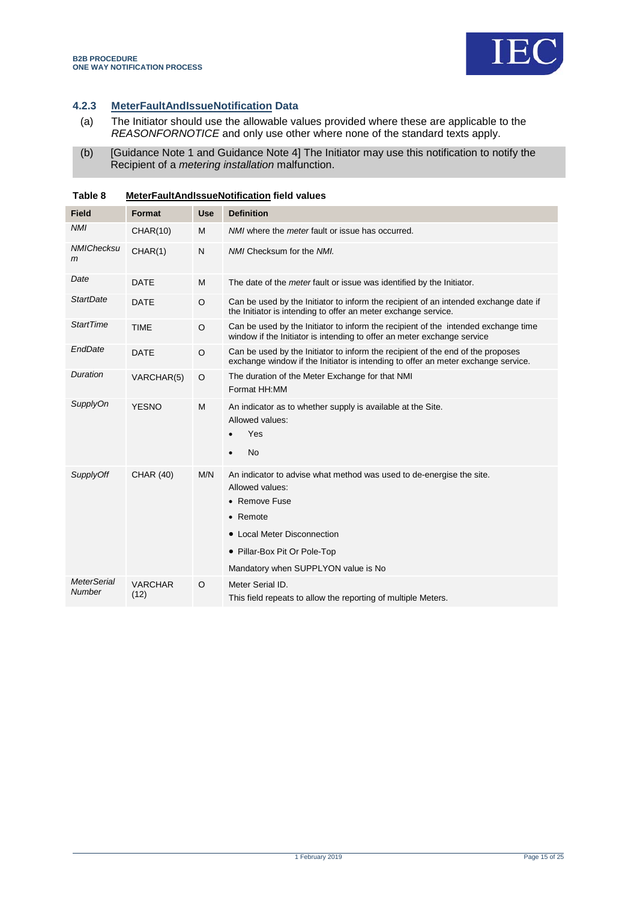### 4.2.3 MeterFaultAndIssueNotification Data

(a) The Initiator should use the allowable values provided where these are applicable to the *REASONFORNOTICE* and only use other where none of the standard texts apply.

(b) [Guidance Note 1 and Guidance Note 4] The Initiator may use this notification to notify the Recipient of a *metering installation* malfunction.

**Table 8 MeterFaultAndIssueNotification field values**

| Field | Format | Use | Definition |
|---|---|---|---|
| *NMI* | CHAR(10) | M | *NMI* where the *meter* fault or issue has occurred. |
| *NMIChecksum* | CHAR(1) | N | *NMI* Checksum for the *NMI.* |
| *Date* | DATE | M | The date of the *meter* fault or issue was identified by the Initiator. |
| *StartDate* | DATE | O | Can be used by the Initiator to inform the recipient of an intended exchange date if the Initiator is intending to offer an meter exchange service. |
| *StartTime* | TIME | O | Can be used by the Initiator to inform the recipient of the intended exchange time window if the Initiator is intending to offer an meter exchange service |
| *EndDate* | DATE | O | Can be used by the Initiator to inform the recipient of the end of the proposes exchange window if the Initiator is intending to offer an meter exchange service. |
| *Duration* | VARCHAR(5) | O | The duration of the Meter Exchange for that NMI<br>Format HH:MM |
| *SupplyOn* | YESNO | M | An indicator as to whether supply is available at the Site.<br>Allowed values:<br>• Yes<br>• No |
| *SupplyOff* | CHAR (40) | M/N | An indicator to advise what method was used to de-energise the site.<br>Allowed values:<br>• Remove Fuse<br>• Remote<br>• Local Meter Disconnection<br>• Pillar-Box Pit Or Pole-Top<br>Mandatory when SUPPLYON value is No |
| *MeterSerialNumber* | VARCHAR (12) | O | Meter Serial ID.<br>This field repeats to allow the reporting of multiple Meters. |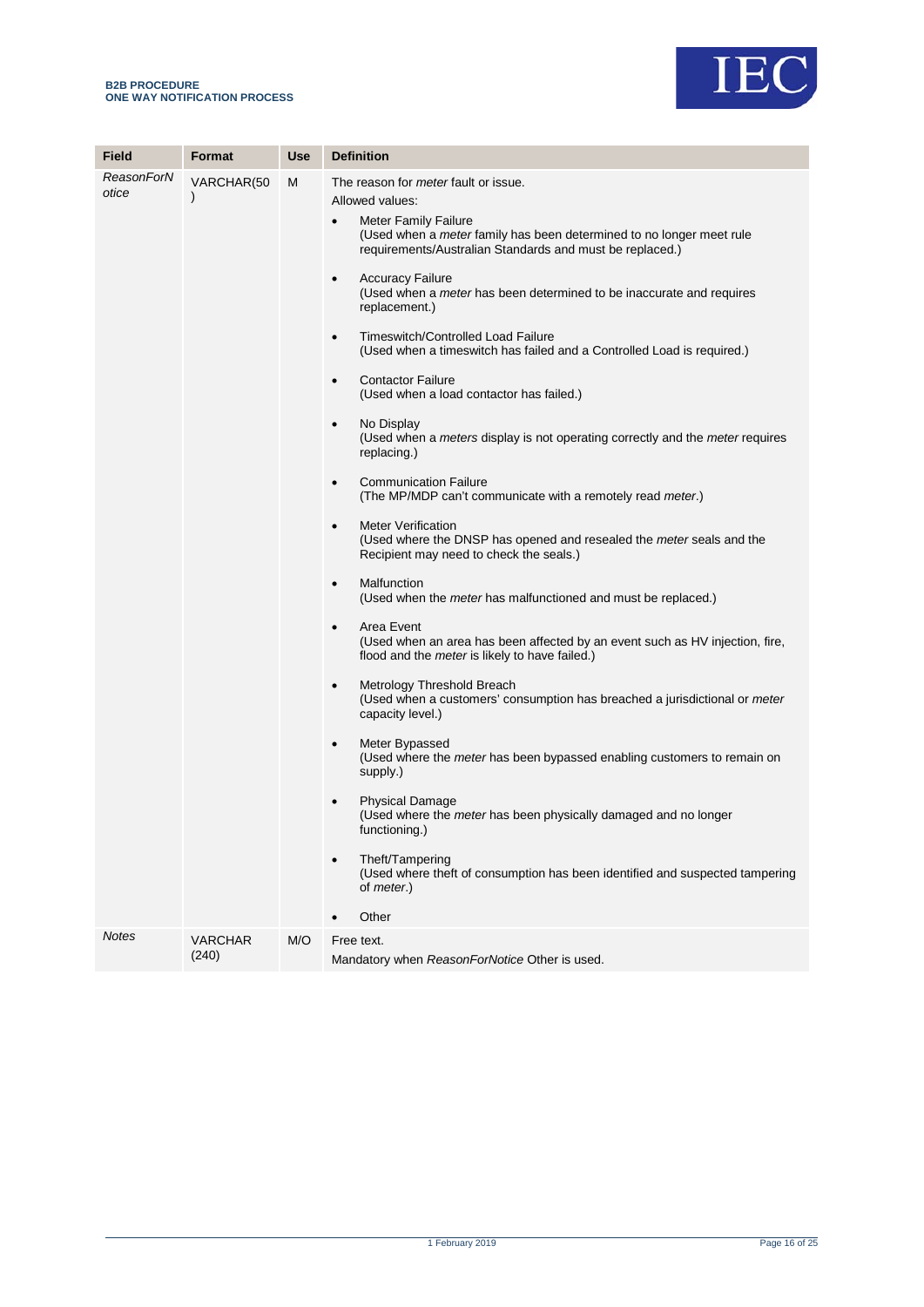| Field | Format | Use | Definition |
| --- | --- | --- | --- |
| *ReasonForNotice* | VARCHAR(50) | M | The reason for *meter* fault or issue.<br>Allowed values:<br>• Meter Family Failure<br>(Used when a *meter* family has been determined to no longer meet rule requirements/Australian Standards and must be replaced.)<br>• Accuracy Failure<br>(Used when a *meter* has been determined to be inaccurate and requires replacement.)<br>• Timeswitch/Controlled Load Failure<br>(Used when a timeswitch has failed and a Controlled Load is required.)<br>• Contactor Failure<br>(Used when a load contactor has failed.)<br>• No Display<br>(Used when a *meters* display is not operating correctly and the *meter* requires replacing.)<br>• Communication Failure<br>(The MP/MDP can't communicate with a remotely read *meter*.)<br>• Meter Verification<br>(Used where the DNSP has opened and resealed the *meter* seals and the Recipient may need to check the seals.)<br>• Malfunction<br>(Used when the *meter* has malfunctioned and must be replaced.)<br>• Area Event<br>(Used when an area has been affected by an event such as HV injection, fire, flood and the *meter* is likely to have failed.)<br>• Metrology Threshold Breach<br>(Used when a customers' consumption has breached a jurisdictional or *meter* capacity level.)<br>• Meter Bypassed<br>(Used where the *meter* has been bypassed enabling customers to remain on supply.)<br>• Physical Damage<br>(Used where the *meter* has been physically damaged and no longer functioning.)<br>• Theft/Tampering<br>(Used where theft of consumption has been identified and suspected tampering of *meter*.)<br>• Other |
| *Notes* | VARCHAR (240) | M/O | Free text.<br>Mandatory when *ReasonForNotice* Other is used. |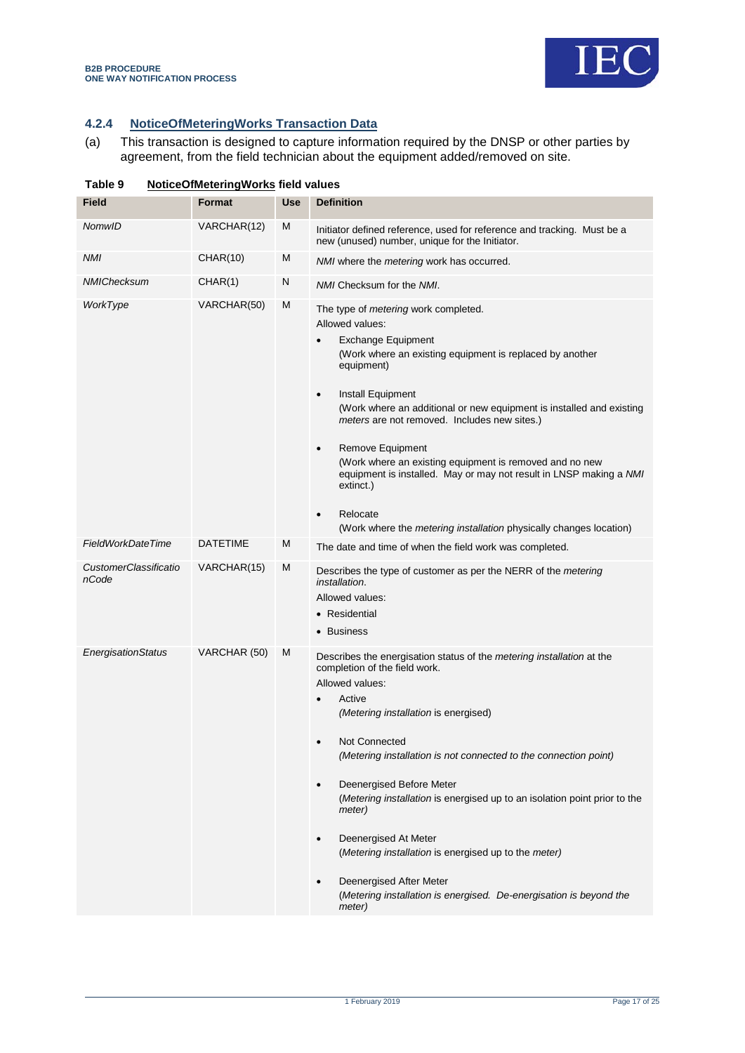### 4.2.4 NoticeOfMeteringWorks Transaction Data

(a) This transaction is designed to capture information required by the DNSP or other parties by agreement, from the field technician about the equipment added/removed on site.

**Table 9 NoticeOfMeteringWorks field values**

| Field | Format | Use | Definition |
|---|---|---|---|
| *NomwID* | VARCHAR(12) | M | Initiator defined reference, used for reference and tracking. Must be a new (unused) number, unique for the Initiator. |
| *NMI* | CHAR(10) | M | *NMI* where the *metering* work has occurred. |
| *NMIChecksum* | CHAR(1) | N | *NMI* Checksum for the *NMI*. |
| *WorkType* | VARCHAR(50) | M | The type of *metering* work completed.<br>Allowed values:<br>• Exchange Equipment<br>(Work where an existing equipment is replaced by another equipment)<br>• Install Equipment<br>(Work where an additional or new equipment is installed and existing *meters* are not removed. Includes new sites.)<br>• Remove Equipment<br>(Work where an existing equipment is removed and no new equipment is installed. May or may not result in LNSP making a *NMI* extinct.)<br>• Relocate<br>(Work where the *metering installation* physically changes location) |
| *FieldWorkDateTime* | DATETIME | M | The date and time of when the field work was completed. |
| *CustomerClassificationCode* | VARCHAR(15) | M | Describes the type of customer as per the NERR of the *metering installation*.<br>Allowed values:<br>• Residential<br>• Business |
| *EnergisationStatus* | VARCHAR (50) | M | Describes the energisation status of the *metering installation* at the completion of the field work.<br>Allowed values:<br>• Active<br>(*Metering installation* is energised)<br>• Not Connected<br>*(Metering installation is not connected to the connection point)*<br>• Deenergised Before Meter<br>(*Metering installation* is energised up to an isolation point prior to the *meter)*<br>• Deenergised At Meter<br>(*Metering installation* is energised up to the *meter)*<br>• Deenergised After Meter<br>*(Metering installation is energised. De-energisation is beyond the meter)* |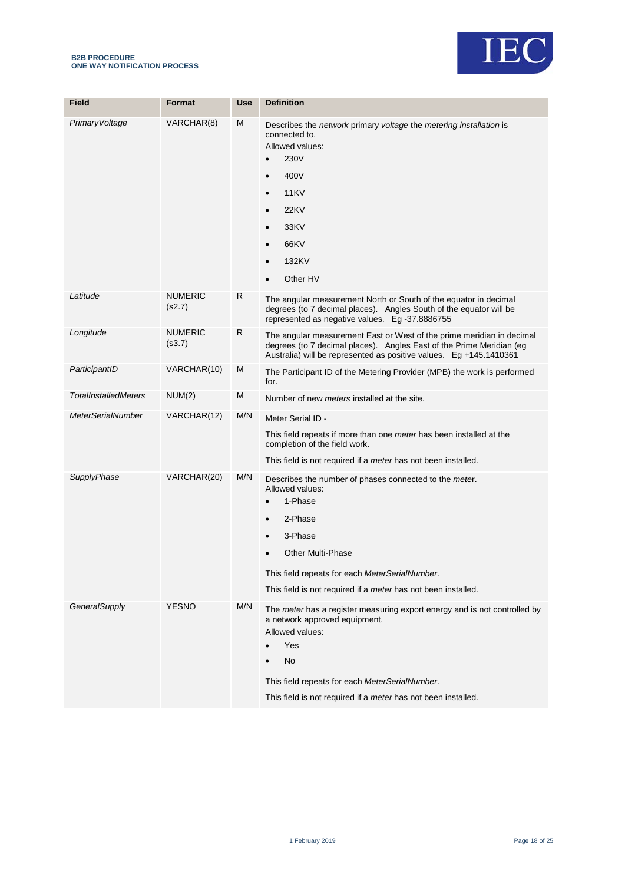| Field | Format | Use | Definition |
|---|---|---|---|
| *PrimaryVoltage* | VARCHAR(8) | M | Describes the *network* primary *voltage* the *metering installation* is connected to.<br>Allowed values:<br>• 230V<br>• 400V<br>• 11KV<br>• 22KV<br>• 33KV<br>• 66KV<br>• 132KV<br>• Other HV |
| *Latitude* | NUMERIC (s2.7) | R | The angular measurement North or South of the equator in decimal degrees (to 7 decimal places). Angles South of the equator will be represented as negative values. Eg -37.8886755 |
| *Longitude* | NUMERIC (s3.7) | R | The angular measurement East or West of the prime meridian in decimal degrees (to 7 decimal places). Angles East of the Prime Meridian (eg Australia) will be represented as positive values. Eg +145.1410361 |
| *ParticipantID* | VARCHAR(10) | M | The Participant ID of the Metering Provider (MPB) the work is performed for. |
| *TotalInstalledMeters* | NUM(2) | M | Number of new *meters* installed at the site. |
| *MeterSerialNumber* | VARCHAR(12) | M/N | Meter Serial ID -<br>This field repeats if more than one *meter* has been installed at the completion of the field work.<br>This field is not required if a *meter* has not been installed. |
| *SupplyPhase* | VARCHAR(20) | M/N | Describes the number of phases connected to the *meter*.<br>Allowed values:<br>• 1-Phase<br>• 2-Phase<br>• 3-Phase<br>• Other Multi-Phase<br>This field repeats for each *MeterSerialNumber*.<br>This field is not required if a *meter* has not been installed. |
| *GeneralSupply* | YESNO | M/N | The *meter* has a register measuring export energy and is not controlled by a network approved equipment.<br>Allowed values:<br>• Yes<br>• No<br>This field repeats for each *MeterSerialNumber*.<br>This field is not required if a *meter* has not been installed. |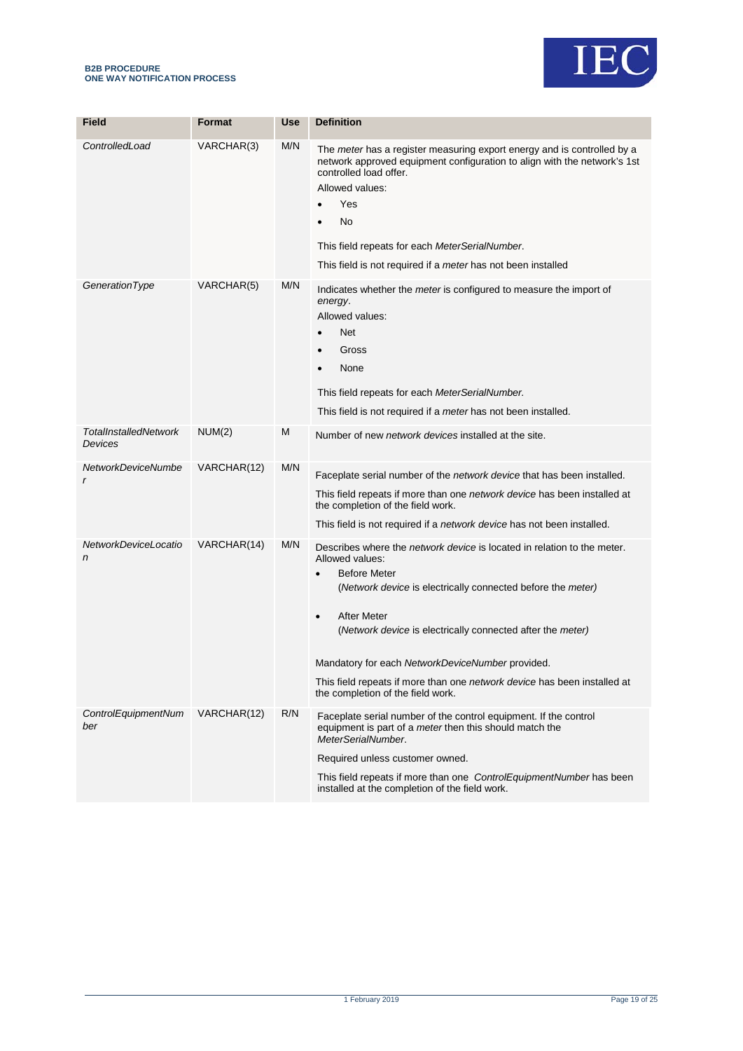| Field | Format | Use | Definition |
|---|---|---|---|
| *ControlledLoad* | VARCHAR(3) | M/N | The *meter* has a register measuring export energy and is controlled by a network approved equipment configuration to align with the network's 1st controlled load offer.<br>Allowed values:<br>• Yes<br>• No<br><br>This field repeats for each *MeterSerialNumber*.<br>This field is not required if a *meter* has not been installed |
| *GenerationType* | VARCHAR(5) | M/N | Indicates whether the *meter* is configured to measure the import of *energy*.<br>Allowed values:<br>• Net<br>• Gross<br>• None<br><br>This field repeats for each *MeterSerialNumber.*<br>This field is not required if a *meter* has not been installed. |
| *TotalInstalledNetwork Devices* | NUM(2) | M | Number of new *network devices* installed at the site. |
| *NetworkDeviceNumber* | VARCHAR(12) | M/N | Faceplate serial number of the *network device* that has been installed.<br>This field repeats if more than one *network device* has been installed at the completion of the field work.<br>This field is not required if a *network device* has not been installed. |
| *NetworkDeviceLocation* | VARCHAR(14) | M/N | Describes where the *network device* is located in relation to the meter.<br>Allowed values:<br>• Before Meter<br>(*Network device* is electrically connected before the *meter)*<br><br>• After Meter<br>(*Network device* is electrically connected after the *meter)*<br><br>Mandatory for each *NetworkDeviceNumber* provided.<br>This field repeats if more than one *network device* has been installed at the completion of the field work. |
| *ControlEquipmentNumber* | VARCHAR(12) | R/N | Faceplate serial number of the control equipment. If the control equipment is part of a *meter* then this should match the *MeterSerialNumber*.<br>Required unless customer owned.<br>This field repeats if more than one *ControlEquipmentNumber* has been installed at the completion of the field work. |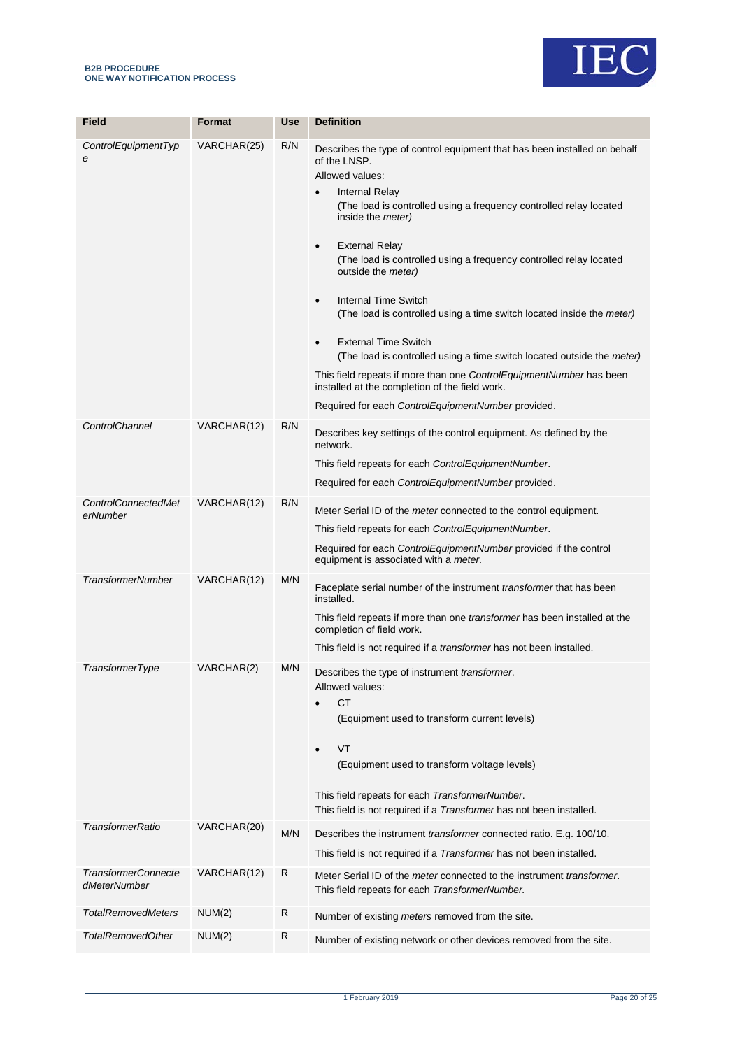| Field | Format | Use | Definition |
|---|---|---|---|
| *ControlEquipmentType* | VARCHAR(25) | R/N | Describes the type of control equipment that has been installed on behalf of the LNSP.<br>Allowed values:<br>• Internal Relay<br>(The load is controlled using a frequency controlled relay located inside the *meter)*<br>• External Relay<br>(The load is controlled using a frequency controlled relay located outside the *meter)*<br>• Internal Time Switch<br>(The load is controlled using a time switch located inside the *meter)*<br>• External Time Switch<br>(The load is controlled using a time switch located outside the *meter)*<br>This field repeats if more than one *ControlEquipmentNumber* has been installed at the completion of the field work.<br>Required for each *ControlEquipmentNumber* provided. |
| *ControlChannel* | VARCHAR(12) | R/N | Describes key settings of the control equipment. As defined by the network.<br>This field repeats for each *ControlEquipmentNumber*.<br>Required for each *ControlEquipmentNumber* provided. |
| *ControlConnectedMeterNumber* | VARCHAR(12) | R/N | Meter Serial ID of the *meter* connected to the control equipment.<br>This field repeats for each *ControlEquipmentNumber*.<br>Required for each *ControlEquipmentNumber* provided if the control equipment is associated with a *meter*. |
| *TransformerNumber* | VARCHAR(12) | M/N | Faceplate serial number of the instrument *transformer* that has been installed.<br>This field repeats if more than one *transformer* has been installed at the completion of field work.<br>This field is not required if a *transformer* has not been installed. |
| *TransformerType* | VARCHAR(2) | M/N | Describes the type of instrument *transformer*.<br>Allowed values:<br>• CT<br>(Equipment used to transform current levels)<br>• VT<br>(Equipment used to transform voltage levels)<br>This field repeats for each *TransformerNumber*.<br>This field is not required if a *Transformer* has not been installed. |
| *TransformerRatio* | VARCHAR(20) | M/N | Describes the instrument *transformer* connected ratio. E.g. 100/10.<br>This field is not required if a *Transformer* has not been installed. |
| *TransformerConnectedMeterNumber* | VARCHAR(12) | R | Meter Serial ID of the *meter* connected to the instrument *transformer*. This field repeats for each *TransformerNumber*. |
| *TotalRemovedMeters* | NUM(2) | R | Number of existing *meters* removed from the site. |
| *TotalRemovedOther* | NUM(2) | R | Number of existing network or other devices removed from the site. |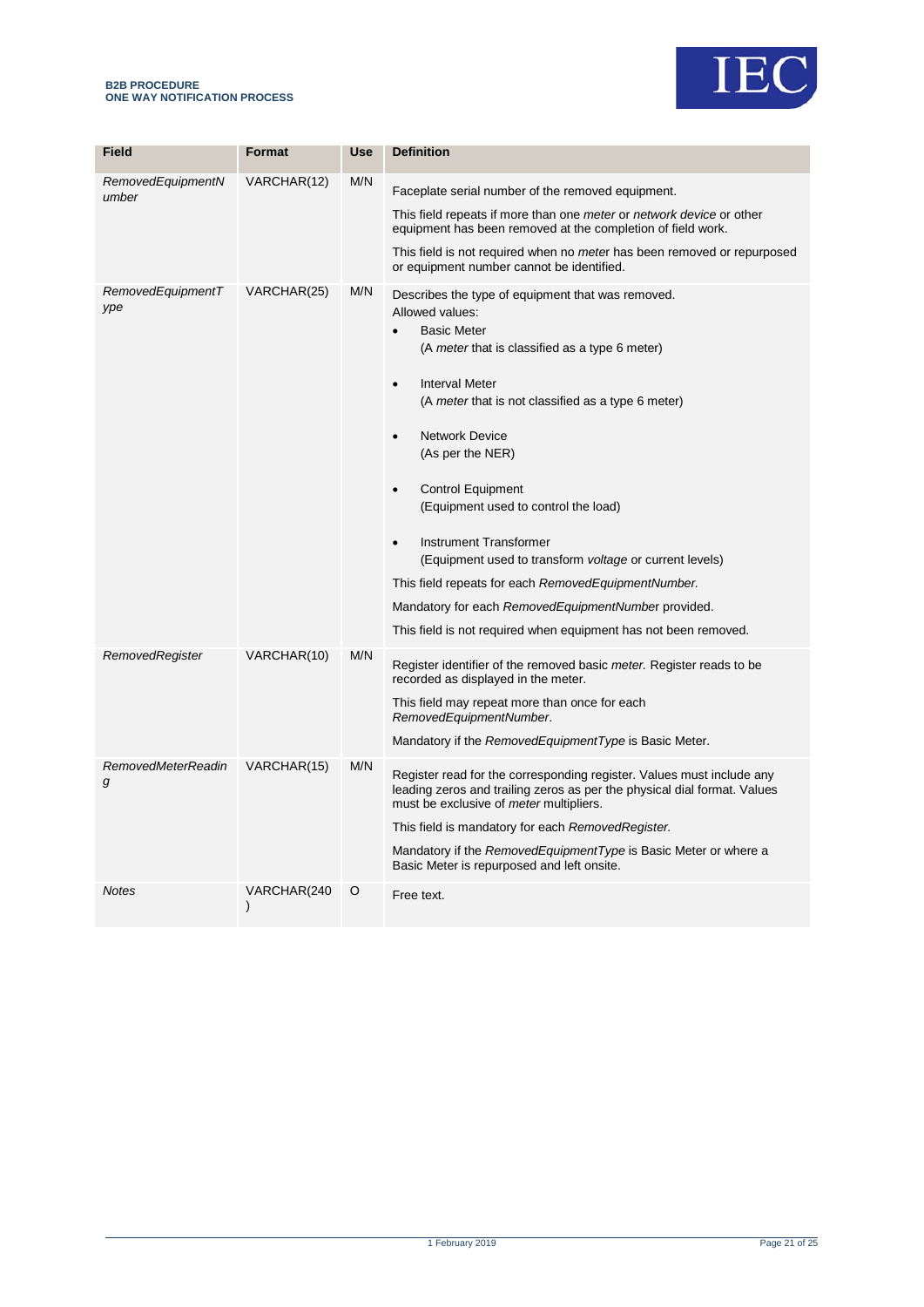| Field | Format | Use | Definition |
|---|---|---|---|
| *RemovedEquipmentNumber* | VARCHAR(12) | M/N | Faceplate serial number of the removed equipment.<br><br>This field repeats if more than one *meter* or *network device* or other equipment has been removed at the completion of field work.<br><br>This field is not required when no *meter* has been removed or repurposed or equipment number cannot be identified. |
| *RemovedEquipmentType* | VARCHAR(25) | M/N | Describes the type of equipment that was removed.<br>Allowed values:<br>• Basic Meter<br>(A *meter* that is classified as a type 6 meter)<br>• Interval Meter<br>(A *meter* that is not classified as a type 6 meter)<br>• Network Device<br>(As per the NER)<br>• Control Equipment<br>(Equipment used to control the load)<br>• Instrument Transformer<br>(Equipment used to transform *voltage* or current levels)<br><br>This field repeats for each *RemovedEquipmentNumber.*<br><br>Mandatory for each *RemovedEquipmentNumber* provided.<br><br>This field is not required when equipment has not been removed. |
| *RemovedRegister* | VARCHAR(10) | M/N | Register identifier of the removed basic *meter.* Register reads to be recorded as displayed in the meter.<br><br>This field may repeat more than once for each *RemovedEquipmentNumber*.<br><br>Mandatory if the *RemovedEquipmentType* is Basic Meter. |
| *RemovedMeterReading* | VARCHAR(15) | M/N | Register read for the corresponding register. Values must include any leading zeros and trailing zeros as per the physical dial format. Values must be exclusive of *meter* multipliers.<br><br>This field is mandatory for each *RemovedRegister.*<br><br>Mandatory if the *RemovedEquipmentType* is Basic Meter or where a Basic Meter is repurposed and left onsite. |
| *Notes* | VARCHAR(240) | O | Free text. |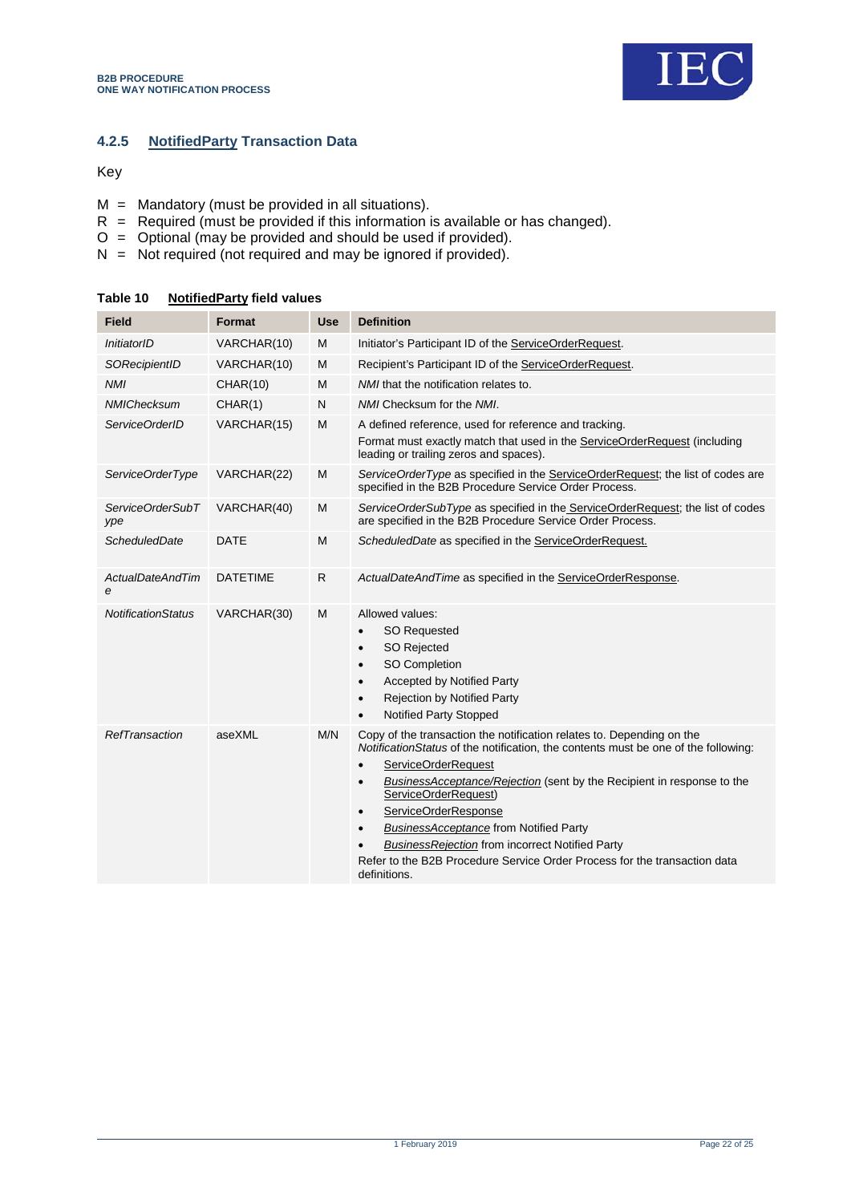### 4.2.5 NotifiedParty Transaction Data

Key

M = Mandatory (must be provided in all situations).
R = Required (must be provided if this information is available or has changed).
O = Optional (may be provided and should be used if provided).
N = Not required (not required and may be ignored if provided).

**Table 10 NotifiedParty field values**

| Field | Format | Use | Definition |
|---|---|---|---|
| *InitiatorID* | VARCHAR(10) | M | Initiator's Participant ID of the ServiceOrderRequest. |
| *SORecipientID* | VARCHAR(10) | M | Recipient's Participant ID of the ServiceOrderRequest. |
| *NMI* | CHAR(10) | M | *NMI* that the notification relates to. |
| *NMIChecksum* | CHAR(1) | N | *NMI* Checksum for the *NMI*. |
| *ServiceOrderID* | VARCHAR(15) | M | A defined reference, used for reference and tracking.<br>Format must exactly match that used in the ServiceOrderRequest (including leading or trailing zeros and spaces). |
| *ServiceOrderType* | VARCHAR(22) | M | *ServiceOrderType* as specified in the ServiceOrderRequest; the list of codes are specified in the B2B Procedure Service Order Process. |
| *ServiceOrderSubType* | VARCHAR(40) | M | *ServiceOrderSubType* as specified in the ServiceOrderRequest; the list of codes are specified in the B2B Procedure Service Order Process. |
| *ScheduledDate* | DATE | M | *ScheduledDate* as specified in the ServiceOrderRequest. |
| *ActualDateAndTime* | DATETIME | R | *ActualDateAndTime* as specified in the ServiceOrderResponse. |
| *NotificationStatus* | VARCHAR(30) | M | Allowed values:<br>• SO Requested<br>• SO Rejected<br>• SO Completion<br>• Accepted by Notified Party<br>• Rejection by Notified Party<br>• Notified Party Stopped |
| *RefTransaction* | aseXML | M/N | Copy of the transaction the notification relates to. Depending on the *NotificationStatus* of the notification, the contents must be one of the following:<br>• ServiceOrderRequest<br>• *BusinessAcceptance/Rejection* (sent by the Recipient in response to the ServiceOrderRequest)<br>• ServiceOrderResponse<br>• *BusinessAcceptance* from Notified Party<br>• *BusinessRejection* from incorrect Notified Party<br>Refer to the B2B Procedure Service Order Process for the transaction data definitions. |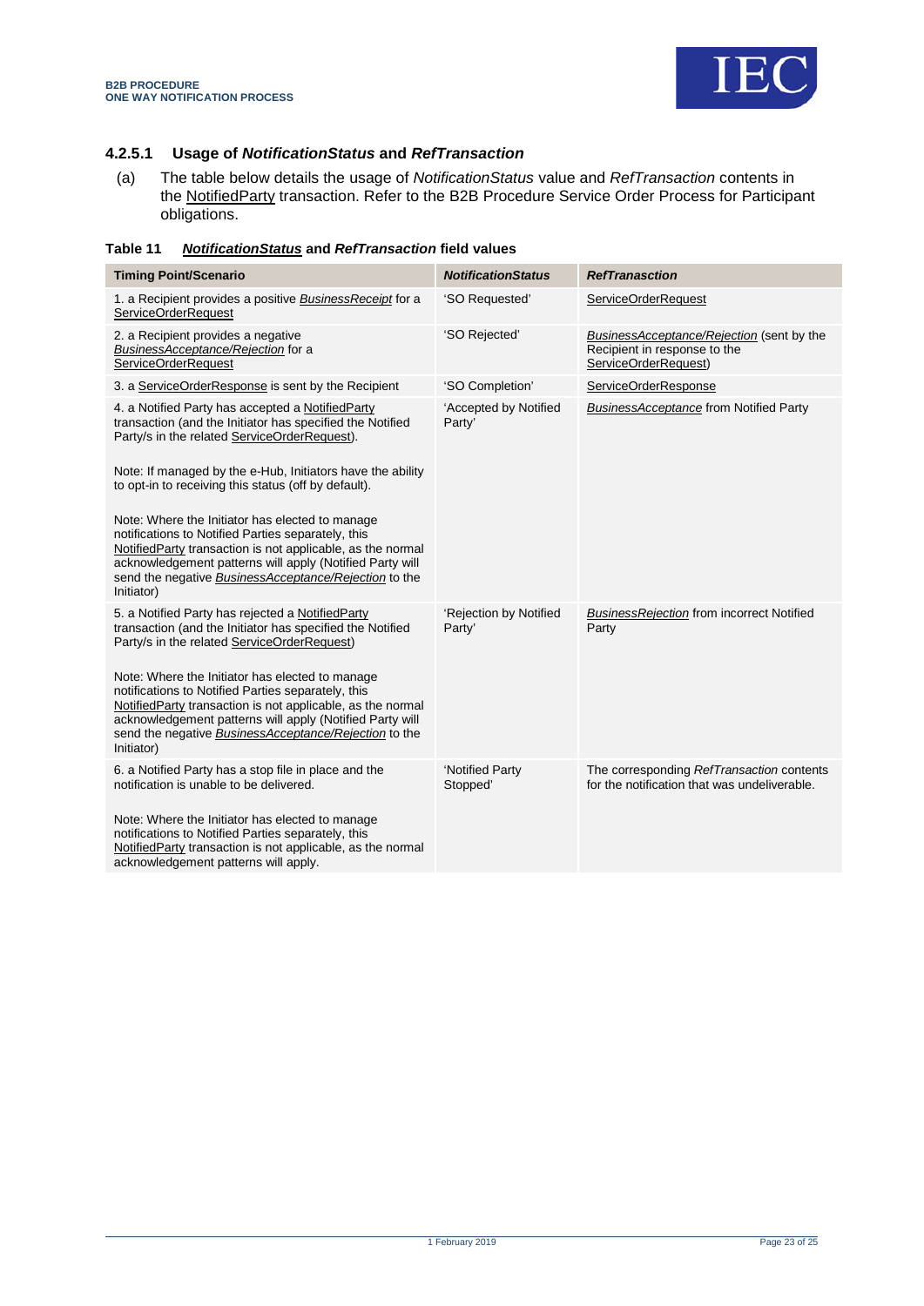#### 4.2.5.1 Usage of *NotificationStatus* and *RefTransaction*

(a) The table below details the usage of *NotificationStatus* value and *RefTransaction* contents in the NotifiedParty transaction. Refer to the B2B Procedure Service Order Process for Participant obligations.

**Table 11 *NotificationStatus* and *RefTransaction* field values**

| Timing Point/Scenario | *NotificationStatus* | *RefTranasction* |
|---|---|---|
| 1. a Recipient provides a positive *BusinessReceipt* for a ServiceOrderRequest | 'SO Requested' | ServiceOrderRequest |
| 2. a Recipient provides a negative *BusinessAcceptance/Rejection* for a ServiceOrderRequest | 'SO Rejected' | *BusinessAcceptance/Rejection* (sent by the Recipient in response to the ServiceOrderRequest) |
| 3. a ServiceOrderResponse is sent by the Recipient | 'SO Completion' | ServiceOrderResponse |
| 4. a Notified Party has accepted a NotifiedParty transaction (and the Initiator has specified the Notified Party/s in the related ServiceOrderRequest).<br><br>Note: If managed by the e-Hub, Initiators have the ability to opt-in to receiving this status (off by default).<br><br>Note: Where the Initiator has elected to manage notifications to Notified Parties separately, this NotifiedParty transaction is not applicable, as the normal acknowledgement patterns will apply (Notified Party will send the negative *BusinessAcceptance/Rejection* to the Initiator) | 'Accepted by Notified Party' | *BusinessAcceptance* from Notified Party |
| 5. a Notified Party has rejected a NotifiedParty transaction (and the Initiator has specified the Notified Party/s in the related ServiceOrderRequest)<br><br>Note: Where the Initiator has elected to manage notifications to Notified Parties separately, this NotifiedParty transaction is not applicable, as the normal acknowledgement patterns will apply (Notified Party will send the negative *BusinessAcceptance/Rejection* to the Initiator) | 'Rejection by Notified Party' | *BusinessRejection* from incorrect Notified Party |
| 6. a Notified Party has a stop file in place and the notification is unable to be delivered.<br><br>Note: Where the Initiator has elected to manage notifications to Notified Parties separately, this NotifiedParty transaction is not applicable, as the normal acknowledgement patterns will apply. | 'Notified Party Stopped' | The corresponding *RefTransaction* contents for the notification that was undeliverable. |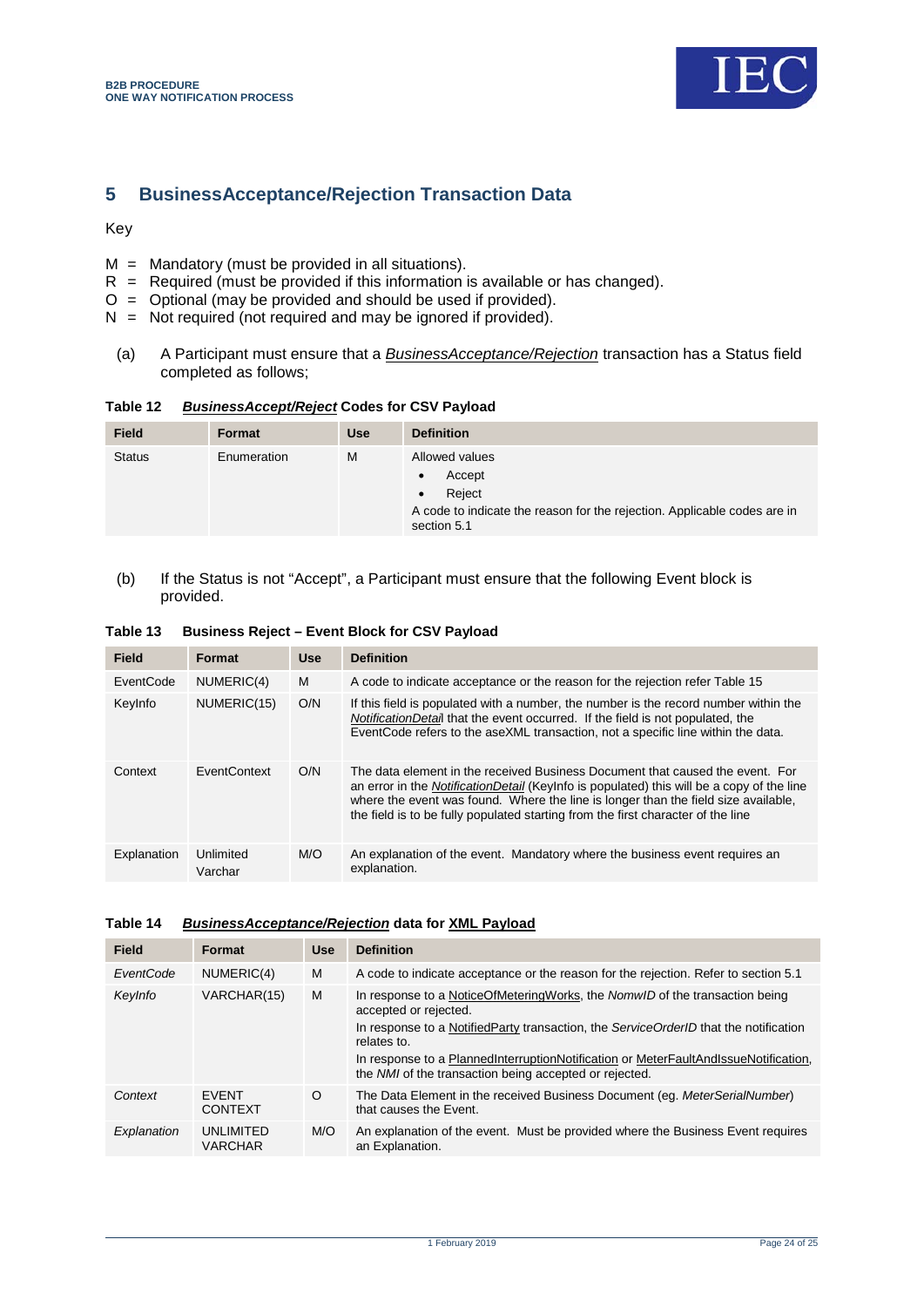# 5 BusinessAcceptance/Rejection Transaction Data

Key

M = Mandatory (must be provided in all situations).
R = Required (must be provided if this information is available or has changed).
O = Optional (may be provided and should be used if provided).
N = Not required (not required and may be ignored if provided).

(a) A Participant must ensure that a *BusinessAcceptance/Rejection* transaction has a Status field completed as follows;

**Table 12 *BusinessAccept/Reject* Codes for CSV Payload**

| Field | Format | Use | Definition |
|---|---|---|---|
| Status | Enumeration | M | Allowed values<br>• Accept<br>• Reject<br>A code to indicate the reason for the rejection. Applicable codes are in section 5.1 |

(b) If the Status is not "Accept", a Participant must ensure that the following Event block is provided.

**Table 13 Business Reject – Event Block for CSV Payload**

| Field | Format | Use | Definition |
|---|---|---|---|
| EventCode | NUMERIC(4) | M | A code to indicate acceptance or the reason for the rejection refer Table 15 |
| KeyInfo | NUMERIC(15) | O/N | If this field is populated with a number, the number is the record number within the *NotificationDetail* that the event occurred. If the field is not populated, the EventCode refers to the aseXML transaction, not a specific line within the data. |
| Context | EventContext | O/N | The data element in the received Business Document that caused the event. For an error in the *NotificationDetail* (KeyInfo is populated) this will be a copy of the line where the event was found. Where the line is longer than the field size available, the field is to be fully populated starting from the first character of the line |
| Explanation | Unlimited Varchar | M/O | An explanation of the event. Mandatory where the business event requires an explanation. |

**Table 14 *BusinessAcceptance/Rejection* data for XML Payload**

| Field | Format | Use | Definition |
|---|---|---|---|
| *EventCode* | NUMERIC(4) | M | A code to indicate acceptance or the reason for the rejection. Refer to section 5.1 |
| *KeyInfo* | VARCHAR(15) | M | In response to a NoticeOfMeteringWorks, the *NomwID* of the transaction being accepted or rejected.<br>In response to a NotifiedParty transaction, the *ServiceOrderID* that the notification relates to.<br>In response to a PlannedInterruptionNotification or MeterFaultAndIssueNotification, the *NMI* of the transaction being accepted or rejected. |
| *Context* | EVENT CONTEXT | O | The Data Element in the received Business Document (eg. *MeterSerialNumber*) that causes the Event. |
| *Explanation* | UNLIMITED VARCHAR | M/O | An explanation of the event. Must be provided where the Business Event requires an Explanation. |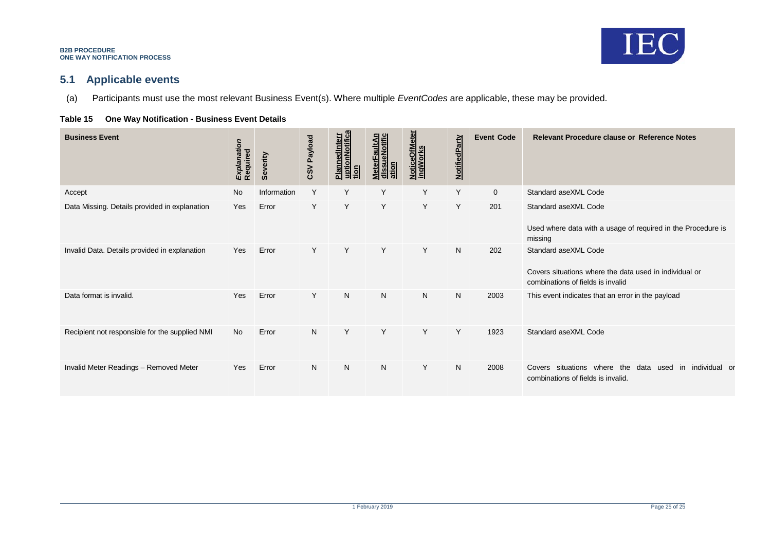## 5.1 Applicable events

(a) Participants must use the most relevant Business Event(s). Where multiple *EventCodes* are applicable, these may be provided.

**Table 15 One Way Notification - Business Event Details**

| Business Event | *Explanation Required* | Severity | CSV Payload | PlannedInterruptionNotification | MeterFaultAndIssueNotification | NoticeOfMeteringWorks | NotifiedParty | Event Code | Relevant Procedure clause or Reference Notes |
|---|---|---|---|---|---|---|---|---|---|
| Accept | No | Information | Y | Y | Y | Y | Y | 0 | Standard aseXML Code |
| Data Missing. Details provided in explanation | Yes | Error | Y | Y | Y | Y | Y | 201 | Standard aseXML Code<br><br>Used where data with a usage of required in the Procedure is missing |
| Invalid Data. Details provided in explanation | Yes | Error | Y | Y | Y | Y | N | 202 | Standard aseXML Code<br><br>Covers situations where the data used in individual or combinations of fields is invalid |
| Data format is invalid. | Yes | Error | Y | N | N | N | N | 2003 | This event indicates that an error in the payload |
| Recipient not responsible for the supplied NMI | No | Error | N | Y | Y | Y | Y | 1923 | Standard aseXML Code |
| Invalid Meter Readings – Removed Meter | Yes | Error | N | N | N | Y | N | 2008 | Covers situations where the data used in individual or combinations of fields is invalid. |